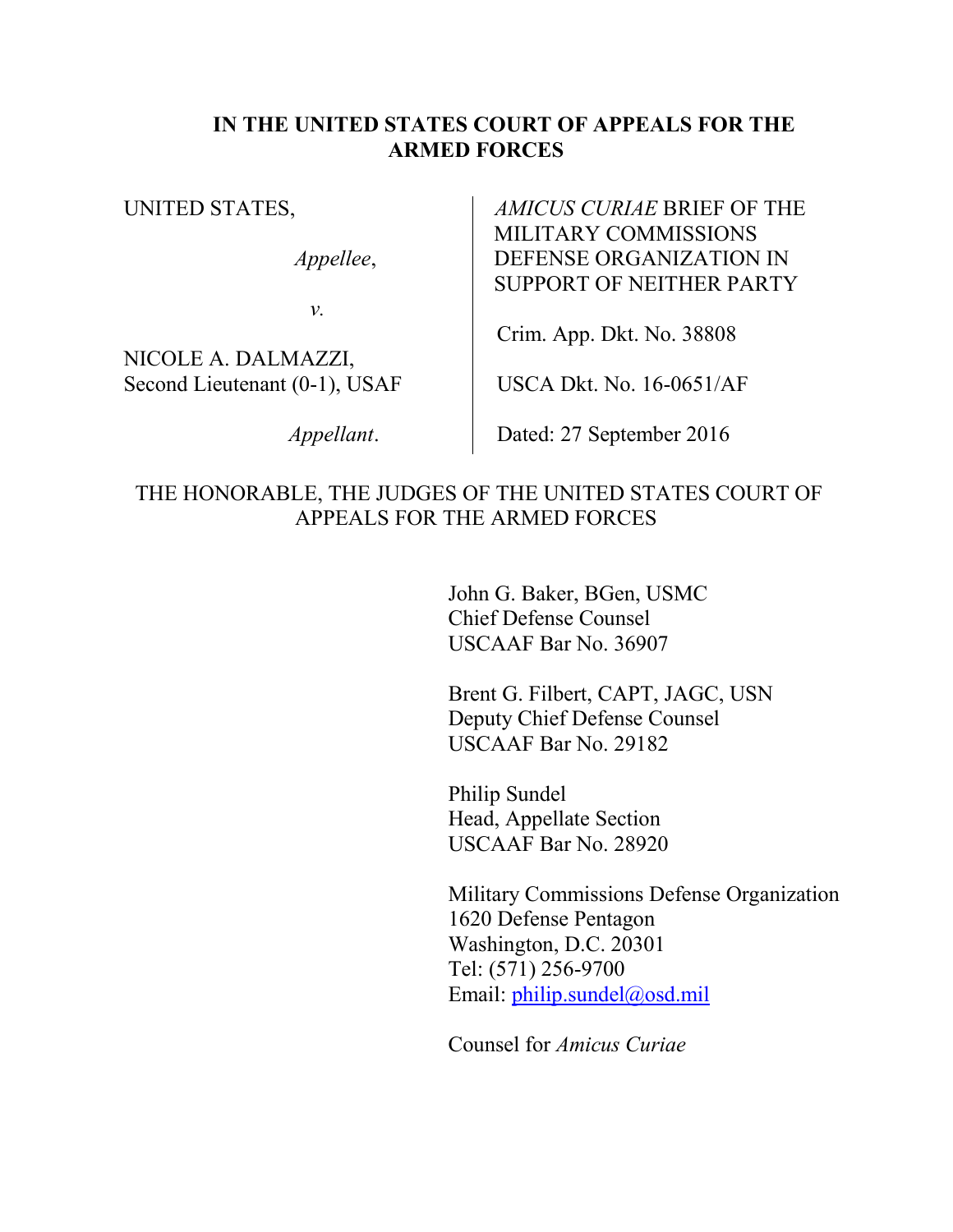# IN THE UNITED STATES COURT OF APPEALS FOR THE ARMED FORCES

| | |
|---|---|
| UNITED STATES,<br><br>*Appellee*,<br><br>*v.*<br><br>NICOLE A. DALMAZZI,<br>Second Lieutenant (0-1), USAF<br><br>*Appellant*. | *AMICUS CURIAE* BRIEF OF THE MILITARY COMMISSIONS DEFENSE ORGANIZATION IN SUPPORT OF NEITHER PARTY<br><br>Crim. App. Dkt. No. 38808<br><br>USCA Dkt. No. 16-0651/AF<br><br>Dated: 27 September 2016 |

THE HONORABLE, THE JUDGES OF THE UNITED STATES COURT OF APPEALS FOR THE ARMED FORCES

John G. Baker, BGen, USMC
Chief Defense Counsel
USCAAF Bar No. 36907

Brent G. Filbert, CAPT, JAGC, USN
Deputy Chief Defense Counsel
USCAAF Bar No. 29182

Philip Sundel
Head, Appellate Section
USCAAF Bar No. 28920

Military Commissions Defense Organization
1620 Defense Pentagon
Washington, D.C. 20301
Tel: (571) 256-9700
Email: philip.sundel@osd.mil

Counsel for *Amicus Curiae*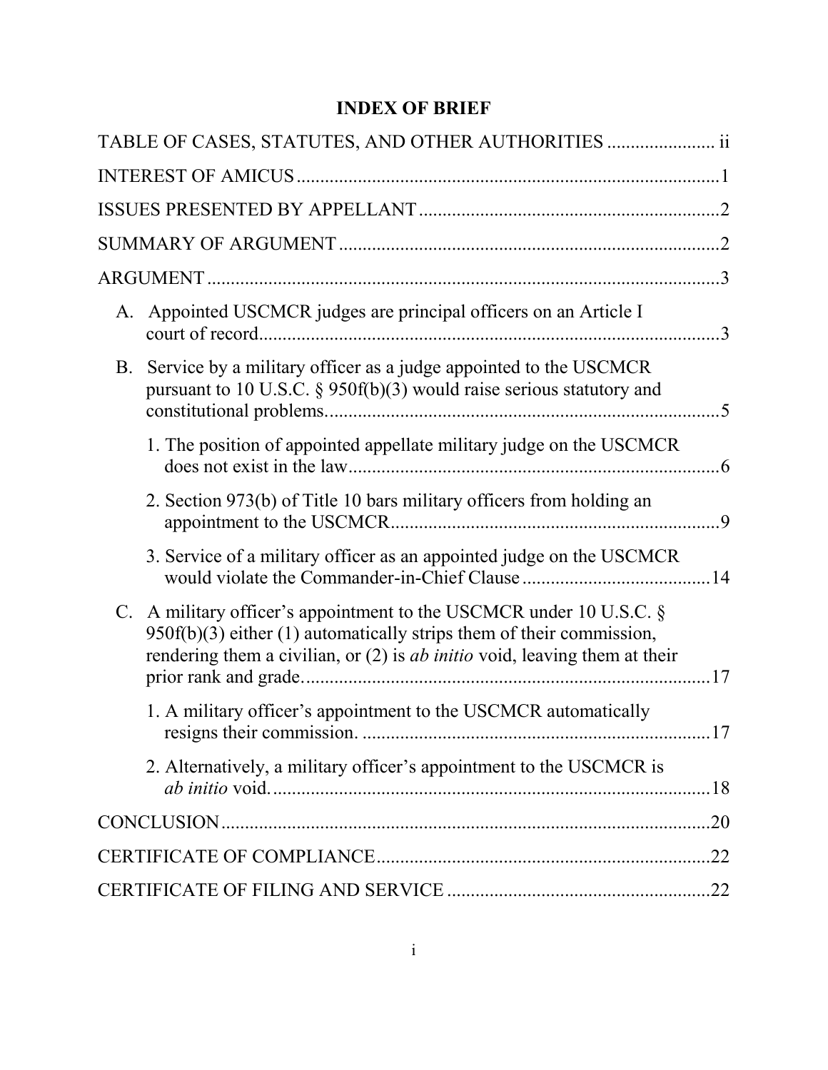# INDEX OF BRIEF

TABLE OF CASES, STATUTES, AND OTHER AUTHORITIES ....................... ii

INTEREST OF AMICUS ........................................................................................1

ISSUES PRESENTED BY APPELLANT ...............................................................2

SUMMARY OF ARGUMENT ................................................................................2

ARGUMENT ............................................................................................................3

- A. Appointed USCMCR judges are principal officers on an Article I court of record.................................................................................................3
- B. Service by a military officer as a judge appointed to the USCMCR pursuant to 10 U.S.C. § 950f(b)(3) would raise serious statutory and constitutional problems....................................................................................5
  1. The position of appointed appellate military judge on the USCMCR does not exist in the law..............................................................................6
  2. Section 973(b) of Title 10 bars military officers from holding an appointment to the USCMCR.....................................................................9
  3. Service of a military officer as an appointed judge on the USCMCR would violate the Commander-in-Chief Clause ........................................14
- C. A military officer's appointment to the USCMCR under 10 U.S.C. § 950f(b)(3) either (1) automatically strips them of their commission, rendering them a civilian, or (2) is *ab initio* void, leaving them at their prior rank and grade.......................................................................................17
  1. A military officer's appointment to the USCMCR automatically resigns their commission. .........................................................................17
  2. Alternatively, a military officer's appointment to the USCMCR is *ab initio* void..............................................................................................18

CONCLUSION .......................................................................................................20

CERTIFICATE OF COMPLIANCE.......................................................................22

CERTIFICATE OF FILING AND SERVICE ........................................................22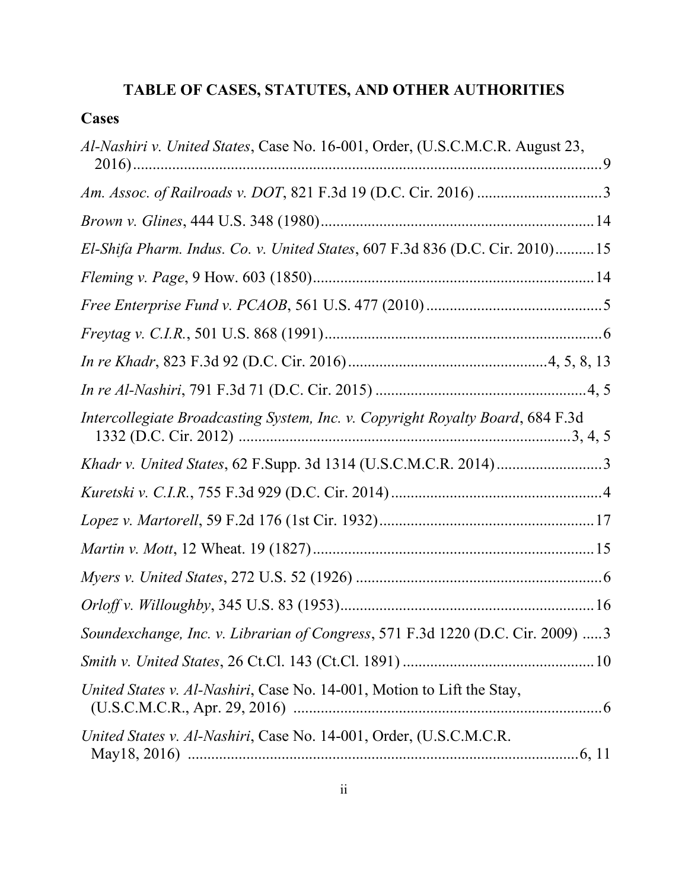# TABLE OF CASES, STATUTES, AND OTHER AUTHORITIES

## Cases

*Al-Nashiri v. United States*, Case No. 16-001, Order, (U.S.C.M.C.R. August 23, 2016) ........................................................................................................................9

*Am. Assoc. of Railroads v. DOT*, 821 F.3d 19 (D.C. Cir. 2016) ................................3

*Brown v. Glines*, 444 U.S. 348 (1980).....................................................................14

*El-Shifa Pharm. Indus. Co. v. United States*, 607 F.3d 836 (D.C. Cir. 2010)..........15

*Fleming v. Page*, 9 How. 603 (1850).......................................................................14

*Free Enterprise Fund v. PCAOB*, 561 U.S. 477 (2010).............................................5

*Freytag v. C.I.R.*, 501 U.S. 868 (1991).......................................................................6

*In re Khadr*, 823 F.3d 92 (D.C. Cir. 2016)..................................................4, 5, 8, 13

*In re Al-Nashiri*, 791 F.3d 71 (D.C. Cir. 2015) ......................................................4, 5

*Intercollegiate Broadcasting System, Inc. v. Copyright Royalty Board*, 684 F.3d 1332 (D.C. Cir. 2012) .....................................................................................3, 4, 5

*Khadr v. United States*, 62 F.Supp. 3d 1314 (U.S.C.M.C.R. 2014)..........................3

*Kuretski v. C.I.R.*, 755 F.3d 929 (D.C. Cir. 2014)......................................................4

*Lopez v. Martorell*, 59 F.2d 176 (1st Cir. 1932)......................................................17

*Martin v. Mott*, 12 Wheat. 19 (1827)........................................................................15

*Myers v. United States*, 272 U.S. 52 (1926) ...............................................................6

*Orloff v. Willoughby*, 345 U.S. 83 (1953)................................................................16

*Soundexchange, Inc. v. Librarian of Congress*, 571 F.3d 1220 (D.C. Cir. 2009) .....3

*Smith v. United States*, 26 Ct.Cl. 143 (Ct.Cl. 1891) ................................................10

*United States v. Al-Nashiri*, Case No. 14-001, Motion to Lift the Stay, (U.S.C.M.C.R., Apr. 29, 2016) ..............................................................................6

*United States v. Al-Nashiri*, Case No. 14-001, Order, (U.S.C.M.C.R. May18, 2016) ....................................................................................................6, 11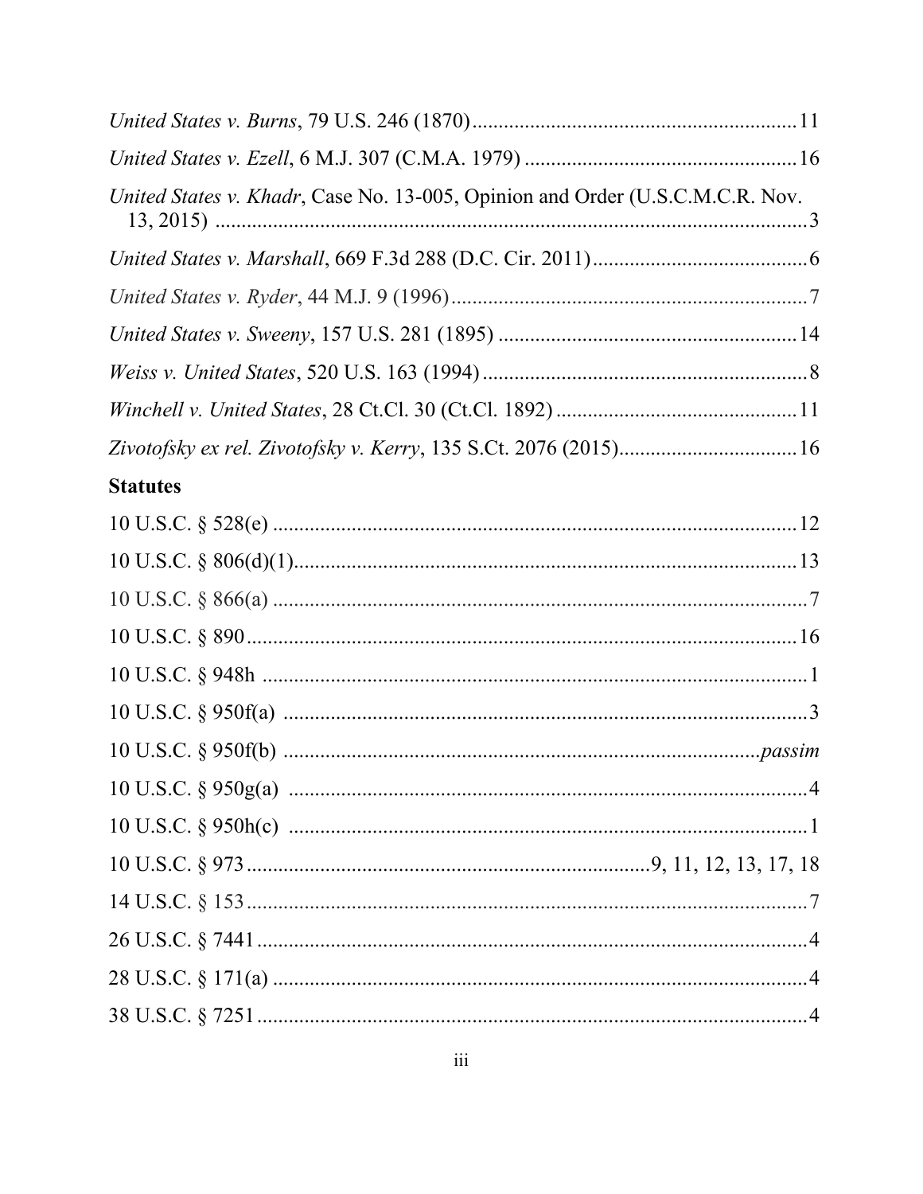*United States v. Burns*, 79 U.S. 246 (1870) .......... 11

*United States v. Ezell*, 6 M.J. 307 (C.M.A. 1979) .......... 16

*United States v. Khadr*, Case No. 13-005, Opinion and Order (U.S.C.M.C.R. Nov. 13, 2015) .......... 3

*United States v. Marshall*, 669 F.3d 288 (D.C. Cir. 2011) .......... 6

*United States v. Ryder*, 44 M.J. 9 (1996) .......... 7

*United States v. Sweeny*, 157 U.S. 281 (1895) .......... 14

*Weiss v. United States*, 520 U.S. 163 (1994) .......... 8

*Winchell v. United States*, 28 Ct.Cl. 30 (Ct.Cl. 1892) .......... 11

*Zivotofsky ex rel. Zivotofsky v. Kerry*, 135 S.Ct. 2076 (2015) .......... 16

**Statutes**

10 U.S.C. § 528(e) .......... 12

10 U.S.C. § 806(d)(1) .......... 13

10 U.S.C. § 866(a) .......... 7

10 U.S.C. § 890 .......... 16

10 U.S.C. § 948h .......... 1

10 U.S.C. § 950f(a) .......... 3

10 U.S.C. § 950f(b) .......... *passim*

10 U.S.C. § 950g(a) .......... 4

10 U.S.C. § 950h(c) .......... 1

10 U.S.C. § 973 .......... 9, 11, 12, 13, 17, 18

14 U.S.C. § 153 .......... 7

26 U.S.C. § 7441 .......... 4

28 U.S.C. § 171(a) .......... 4

38 U.S.C. § 7251 .......... 4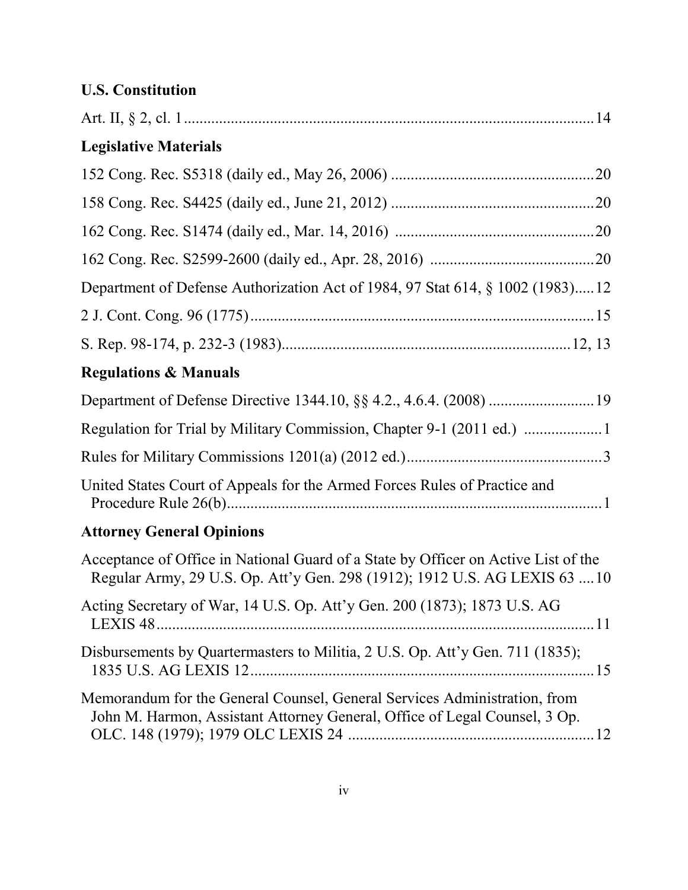**U.S. Constitution**

Art. II, § 2, cl. 1 .......................................................................................... 14

**Legislative Materials**

152 Cong. Rec. S5318 (daily ed., May 26, 2006) .................................................... 20

158 Cong. Rec. S4425 (daily ed., June 21, 2012) .................................................... 20

162 Cong. Rec. S1474 (daily ed., Mar. 14, 2016) .................................................... 20

162 Cong. Rec. S2599-2600 (daily ed., Apr. 28, 2016) .......................................... 20

Department of Defense Authorization Act of 1984, 97 Stat 614, § 1002 (1983)..... 12

2 J. Cont. Cong. 96 (1775) ........................................................................................ 15

S. Rep. 98-174, p. 232-3 (1983) .......................................................................... 12, 13

**Regulations & Manuals**

Department of Defense Directive 1344.10, §§ 4.2., 4.6.4. (2008) ........................... 19

Regulation for Trial by Military Commission, Chapter 9-1 (2011 ed.) ..................... 1

Rules for Military Commissions 1201(a) (2012 ed.) ................................................. 3

United States Court of Appeals for the Armed Forces Rules of Practice and Procedure Rule 26(b) ................................................................................................ 1

**Attorney General Opinions**

Acceptance of Office in National Guard of a State by Officer on Active List of the Regular Army, 29 U.S. Op. Att'y Gen. 298 (1912); 1912 U.S. AG LEXIS 63 .... 10

Acting Secretary of War, 14 U.S. Op. Att'y Gen. 200 (1873); 1873 U.S. AG LEXIS 48 .................................................................................................... 11

Disbursements by Quartermasters to Militia, 2 U.S. Op. Att'y Gen. 711 (1835); 1835 U.S. AG LEXIS 12 ........................................................................................ 15

Memorandum for the General Counsel, General Services Administration, from John M. Harmon, Assistant Attorney General, Office of Legal Counsel, 3 Op. OLC. 148 (1979); 1979 OLC LEXIS 24 ............................................................... 12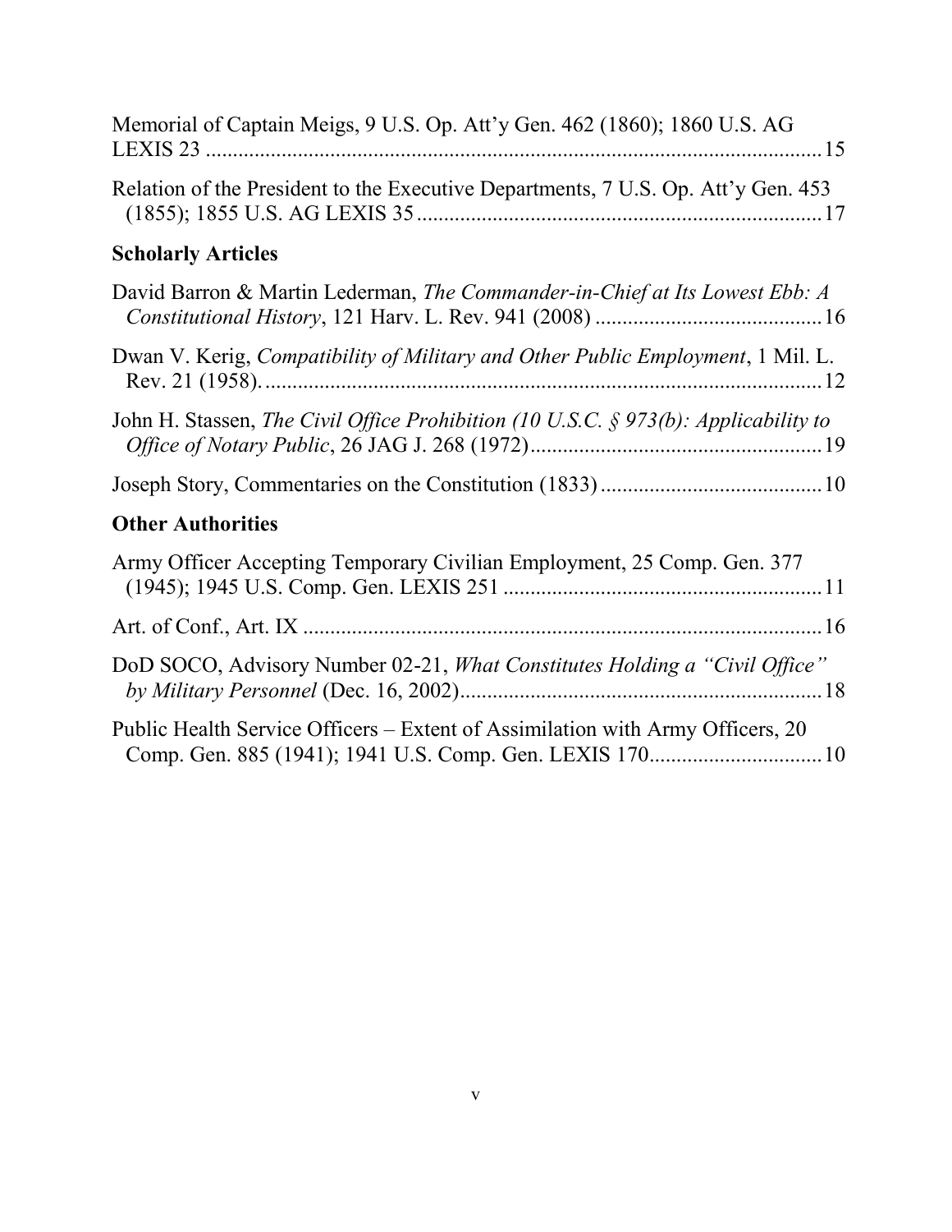Memorial of Captain Meigs, 9 U.S. Op. Att'y Gen. 462 (1860); 1860 U.S. AG LEXIS 23 .......... 15

Relation of the President to the Executive Departments, 7 U.S. Op. Att'y Gen. 453 (1855); 1855 U.S. AG LEXIS 35 .......... 17

### Scholarly Articles

David Barron & Martin Lederman, *The Commander-in-Chief at Its Lowest Ebb: A Constitutional History*, 121 Harv. L. Rev. 941 (2008) .......... 16

Dwan V. Kerig, *Compatibility of Military and Other Public Employment*, 1 Mil. L. Rev. 21 (1958). .......... 12

John H. Stassen, *The Civil Office Prohibition (10 U.S.C. § 973(b): Applicability to Office of Notary Public*, 26 JAG J. 268 (1972) .......... 19

Joseph Story, Commentaries on the Constitution (1833) .......... 10

### Other Authorities

Army Officer Accepting Temporary Civilian Employment, 25 Comp. Gen. 377 (1945); 1945 U.S. Comp. Gen. LEXIS 251 .......... 11

Art. of Conf., Art. IX .......... 16

DoD SOCO, Advisory Number 02-21, *What Constitutes Holding a "Civil Office" by Military Personnel* (Dec. 16, 2002) .......... 18

Public Health Service Officers – Extent of Assimilation with Army Officers, 20 Comp. Gen. 885 (1941); 1941 U.S. Comp. Gen. LEXIS 170 .......... 10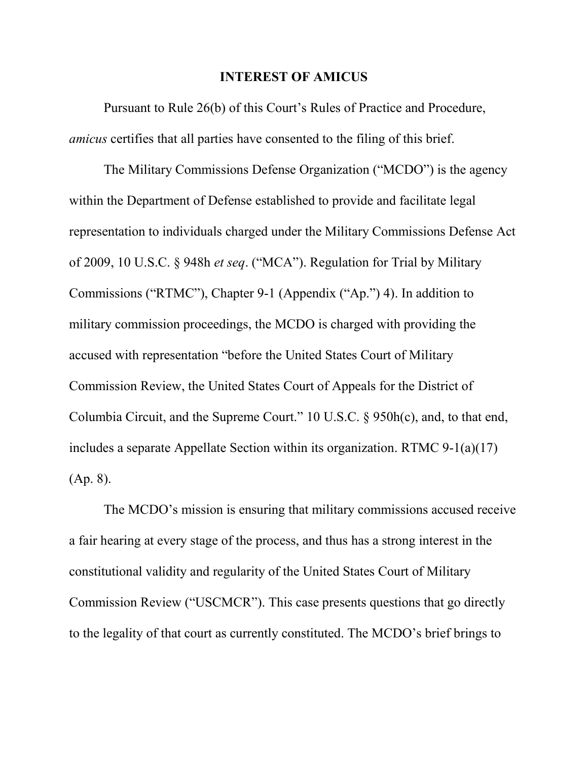## INTEREST OF AMICUS

Pursuant to Rule 26(b) of this Court's Rules of Practice and Procedure, *amicus* certifies that all parties have consented to the filing of this brief.

The Military Commissions Defense Organization ("MCDO") is the agency within the Department of Defense established to provide and facilitate legal representation to individuals charged under the Military Commissions Defense Act of 2009, 10 U.S.C. § 948h *et seq*. ("MCA"). Regulation for Trial by Military Commissions ("RTMC"), Chapter 9-1 (Appendix ("Ap.") 4). In addition to military commission proceedings, the MCDO is charged with providing the accused with representation "before the United States Court of Military Commission Review, the United States Court of Appeals for the District of Columbia Circuit, and the Supreme Court." 10 U.S.C. § 950h(c), and, to that end, includes a separate Appellate Section within its organization. RTMC 9-1(a)(17) (Ap. 8).

The MCDO's mission is ensuring that military commissions accused receive a fair hearing at every stage of the process, and thus has a strong interest in the constitutional validity and regularity of the United States Court of Military Commission Review ("USCMCR"). This case presents questions that go directly to the legality of that court as currently constituted. The MCDO's brief brings to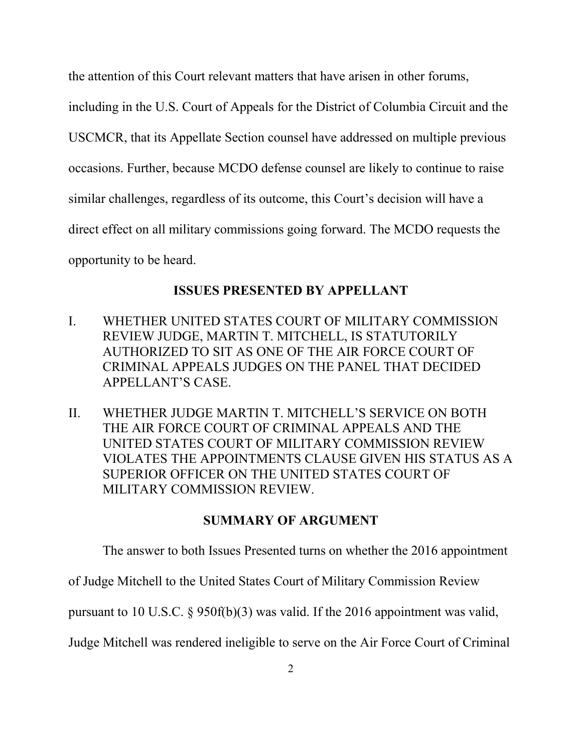the attention of this Court relevant matters that have arisen in other forums, including in the U.S. Court of Appeals for the District of Columbia Circuit and the USCMCR, that its Appellate Section counsel have addressed on multiple previous occasions. Further, because MCDO defense counsel are likely to continue to raise similar challenges, regardless of its outcome, this Court's decision will have a direct effect on all military commissions going forward. The MCDO requests the opportunity to be heard.

## ISSUES PRESENTED BY APPELLANT

I. WHETHER UNITED STATES COURT OF MILITARY COMMISSION REVIEW JUDGE, MARTIN T. MITCHELL, IS STATUTORILY AUTHORIZED TO SIT AS ONE OF THE AIR FORCE COURT OF CRIMINAL APPEALS JUDGES ON THE PANEL THAT DECIDED APPELLANT'S CASE.

II. WHETHER JUDGE MARTIN T. MITCHELL'S SERVICE ON BOTH THE AIR FORCE COURT OF CRIMINAL APPEALS AND THE UNITED STATES COURT OF MILITARY COMMISSION REVIEW VIOLATES THE APPOINTMENTS CLAUSE GIVEN HIS STATUS AS A SUPERIOR OFFICER ON THE UNITED STATES COURT OF MILITARY COMMISSION REVIEW.

## SUMMARY OF ARGUMENT

The answer to both Issues Presented turns on whether the 2016 appointment of Judge Mitchell to the United States Court of Military Commission Review pursuant to 10 U.S.C. § 950f(b)(3) was valid. If the 2016 appointment was valid, Judge Mitchell was rendered ineligible to serve on the Air Force Court of Criminal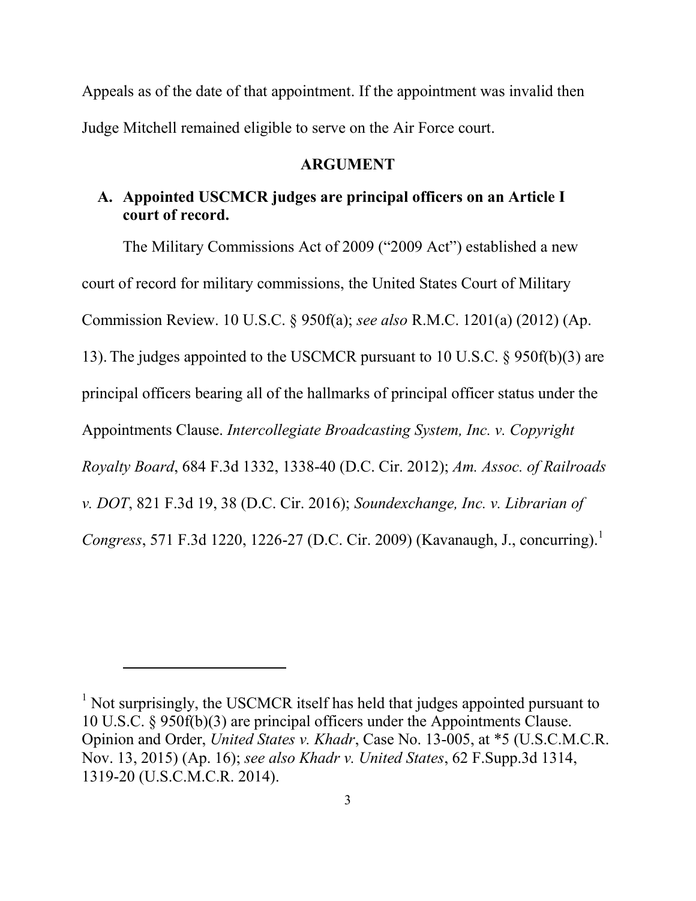Appeals as of the date of that appointment. If the appointment was invalid then Judge Mitchell remained eligible to serve on the Air Force court.

## ARGUMENT

### A. Appointed USCMCR judges are principal officers on an Article I court of record.

The Military Commissions Act of 2009 ("2009 Act") established a new court of record for military commissions, the United States Court of Military Commission Review. 10 U.S.C. § 950f(a); *see also* R.M.C. 1201(a) (2012) (Ap. 13). The judges appointed to the USCMCR pursuant to 10 U.S.C. § 950f(b)(3) are principal officers bearing all of the hallmarks of principal officer status under the Appointments Clause. *Intercollegiate Broadcasting System, Inc. v. Copyright Royalty Board*, 684 F.3d 1332, 1338-40 (D.C. Cir. 2012); *Am. Assoc. of Railroads v. DOT*, 821 F.3d 19, 38 (D.C. Cir. 2016); *Soundexchange, Inc. v. Librarian of Congress*, 571 F.3d 1220, 1226-27 (D.C. Cir. 2009) (Kavanaugh, J., concurring).[1]

---

[1] Not surprisingly, the USCMCR itself has held that judges appointed pursuant to 10 U.S.C. § 950f(b)(3) are principal officers under the Appointments Clause. Opinion and Order, *United States v. Khadr*, Case No. 13-005, at *5 (U.S.C.M.C.R. Nov. 13, 2015) (Ap. 16); *see also Khadr v. United States*, 62 F.Supp.3d 1314, 1319-20 (U.S.C.M.C.R. 2014).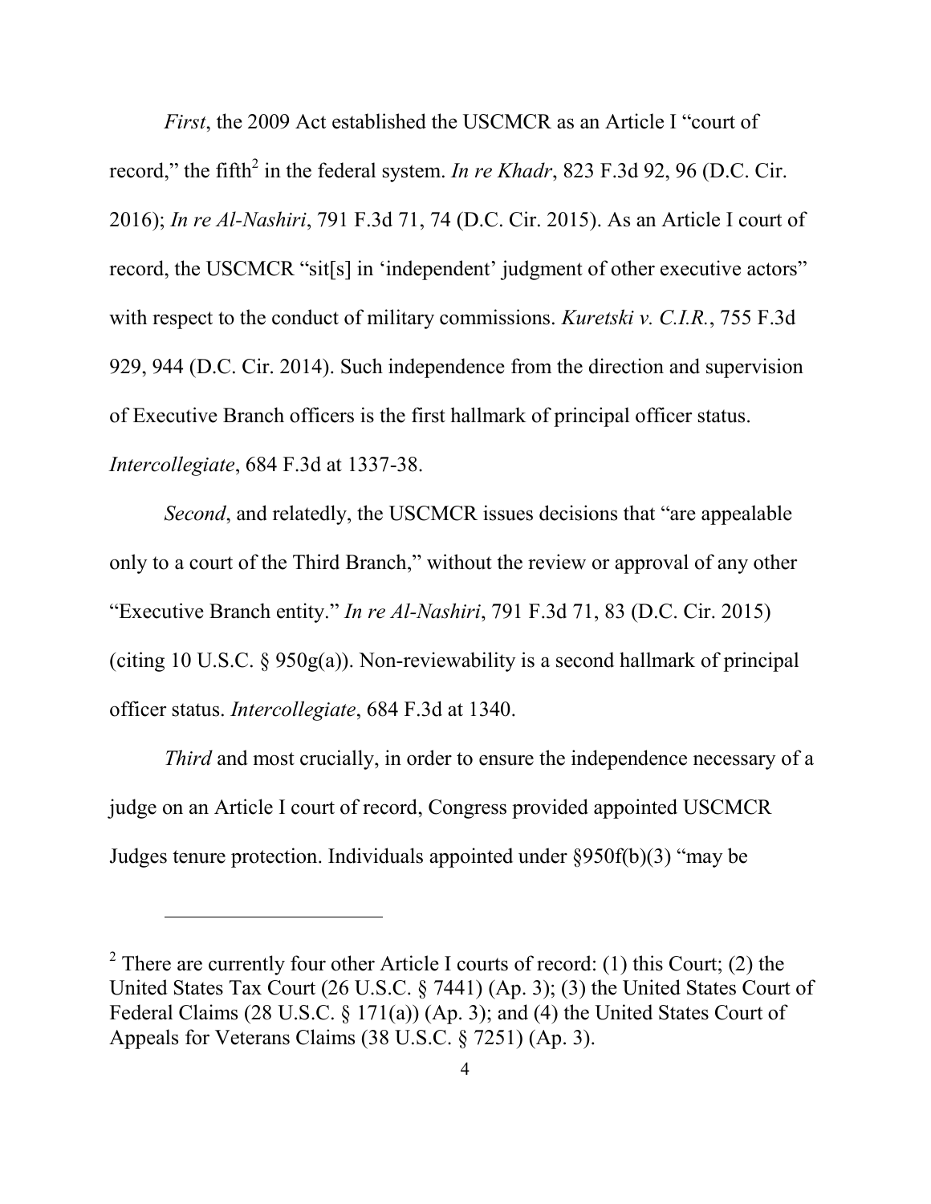*First*, the 2009 Act established the USCMCR as an Article I "court of record," the fifth[2] in the federal system. *In re Khadr*, 823 F.3d 92, 96 (D.C. Cir. 2016); *In re Al-Nashiri*, 791 F.3d 71, 74 (D.C. Cir. 2015). As an Article I court of record, the USCMCR "sit[s] in 'independent' judgment of other executive actors" with respect to the conduct of military commissions. *Kuretski v. C.I.R.*, 755 F.3d 929, 944 (D.C. Cir. 2014). Such independence from the direction and supervision of Executive Branch officers is the first hallmark of principal officer status. *Intercollegiate*, 684 F.3d at 1337-38.

*Second*, and relatedly, the USCMCR issues decisions that "are appealable only to a court of the Third Branch," without the review or approval of any other "Executive Branch entity." *In re Al-Nashiri*, 791 F.3d 71, 83 (D.C. Cir. 2015) (citing 10 U.S.C. § 950g(a)). Non-reviewability is a second hallmark of principal officer status. *Intercollegiate*, 684 F.3d at 1340.

*Third* and most crucially, in order to ensure the independence necessary of a judge on an Article I court of record, Congress provided appointed USCMCR Judges tenure protection. Individuals appointed under §950f(b)(3) "may be

---

[2] There are currently four other Article I courts of record: (1) this Court; (2) the United States Tax Court (26 U.S.C. § 7441) (Ap. 3); (3) the United States Court of Federal Claims (28 U.S.C. § 171(a)) (Ap. 3); and (4) the United States Court of Appeals for Veterans Claims (38 U.S.C. § 7251) (Ap. 3).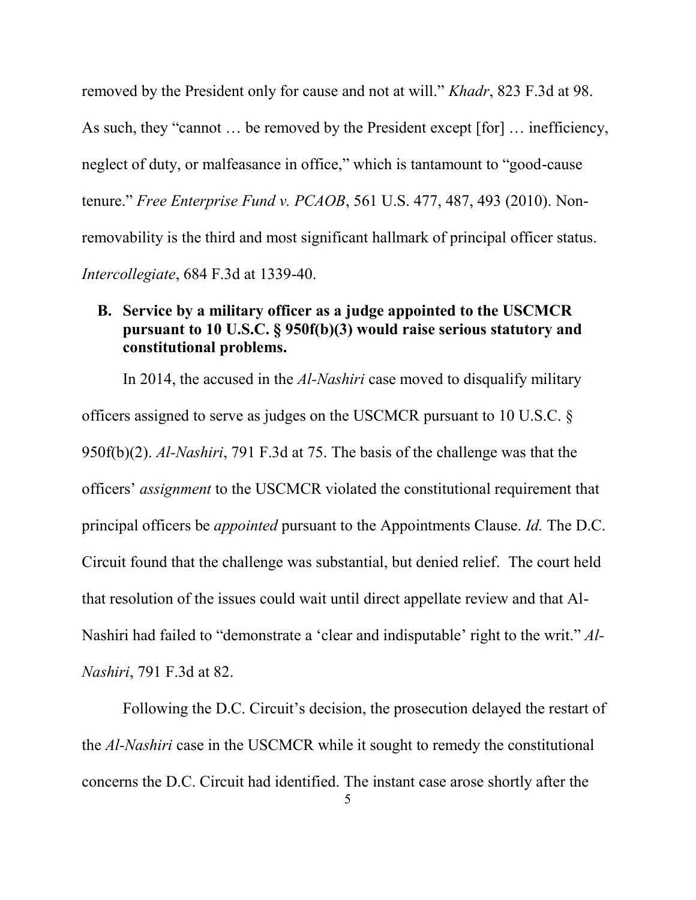removed by the President only for cause and not at will." *Khadr*, 823 F.3d at 98. As such, they "cannot … be removed by the President except [for] … inefficiency, neglect of duty, or malfeasance in office," which is tantamount to "good-cause tenure." *Free Enterprise Fund v. PCAOB*, 561 U.S. 477, 487, 493 (2010). Non-removability is the third and most significant hallmark of principal officer status. *Intercollegiate*, 684 F.3d at 1339-40.

### B. Service by a military officer as a judge appointed to the USCMCR pursuant to 10 U.S.C. § 950f(b)(3) would raise serious statutory and constitutional problems.

In 2014, the accused in the *Al-Nashiri* case moved to disqualify military officers assigned to serve as judges on the USCMCR pursuant to 10 U.S.C. § 950f(b)(2). *Al-Nashiri*, 791 F.3d at 75. The basis of the challenge was that the officers' *assignment* to the USCMCR violated the constitutional requirement that principal officers be *appointed* pursuant to the Appointments Clause. *Id.* The D.C. Circuit found that the challenge was substantial, but denied relief. The court held that resolution of the issues could wait until direct appellate review and that Al-Nashiri had failed to "demonstrate a 'clear and indisputable' right to the writ." *Al-Nashiri*, 791 F.3d at 82.

Following the D.C. Circuit's decision, the prosecution delayed the restart of the *Al-Nashiri* case in the USCMCR while it sought to remedy the constitutional concerns the D.C. Circuit had identified. The instant case arose shortly after the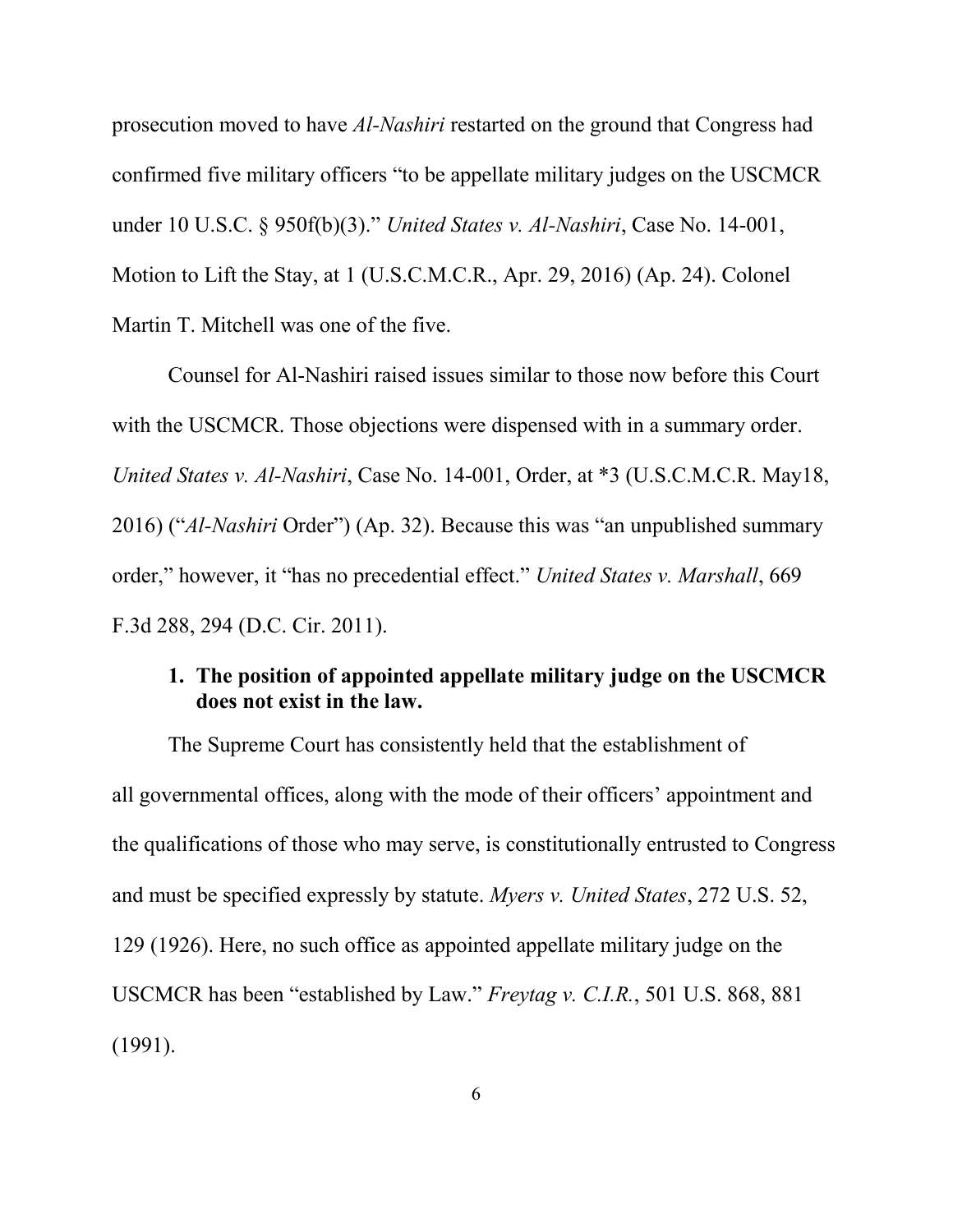prosecution moved to have *Al-Nashiri* restarted on the ground that Congress had confirmed five military officers "to be appellate military judges on the USCMCR under 10 U.S.C. § 950f(b)(3)." *United States v. Al-Nashiri*, Case No. 14-001, Motion to Lift the Stay, at 1 (U.S.C.M.C.R., Apr. 29, 2016) (Ap. 24). Colonel Martin T. Mitchell was one of the five.

Counsel for Al-Nashiri raised issues similar to those now before this Court with the USCMCR. Those objections were dispensed with in a summary order. *United States v. Al-Nashiri*, Case No. 14-001, Order, at *3 (U.S.C.M.C.R. May18, 2016) ("*Al-Nashiri* Order") (Ap. 32). Because this was "an unpublished summary order," however, it "has no precedential effect." *United States v. Marshall*, 669 F.3d 288, 294 (D.C. Cir. 2011).

**1. The position of appointed appellate military judge on the USCMCR does not exist in the law.**

The Supreme Court has consistently held that the establishment of all governmental offices, along with the mode of their officers' appointment and the qualifications of those who may serve, is constitutionally entrusted to Congress and must be specified expressly by statute. *Myers v. United States*, 272 U.S. 52, 129 (1926). Here, no such office as appointed appellate military judge on the USCMCR has been "established by Law." *Freytag v. C.I.R.*, 501 U.S. 868, 881 (1991).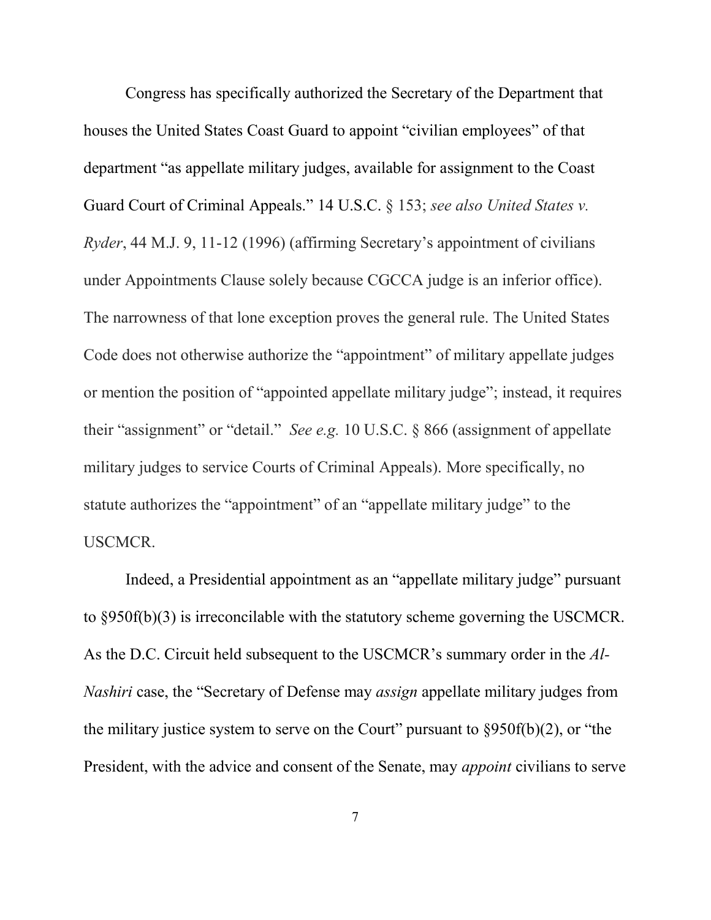Congress has specifically authorized the Secretary of the Department that houses the United States Coast Guard to appoint "civilian employees" of that department "as appellate military judges, available for assignment to the Coast Guard Court of Criminal Appeals." 14 U.S.C. § 153; *see also United States v. Ryder*, 44 M.J. 9, 11-12 (1996) (affirming Secretary's appointment of civilians under Appointments Clause solely because CGCCA judge is an inferior office). The narrowness of that lone exception proves the general rule. The United States Code does not otherwise authorize the "appointment" of military appellate judges or mention the position of "appointed appellate military judge"; instead, it requires their "assignment" or "detail." *See e.g.* 10 U.S.C. § 866 (assignment of appellate military judges to service Courts of Criminal Appeals). More specifically, no statute authorizes the "appointment" of an "appellate military judge" to the USCMCR.

Indeed, a Presidential appointment as an "appellate military judge" pursuant to §950f(b)(3) is irreconcilable with the statutory scheme governing the USCMCR. As the D.C. Circuit held subsequent to the USCMCR's summary order in the *Al-Nashiri* case, the "Secretary of Defense may *assign* appellate military judges from the military justice system to serve on the Court" pursuant to §950f(b)(2), or "the President, with the advice and consent of the Senate, may *appoint* civilians to serve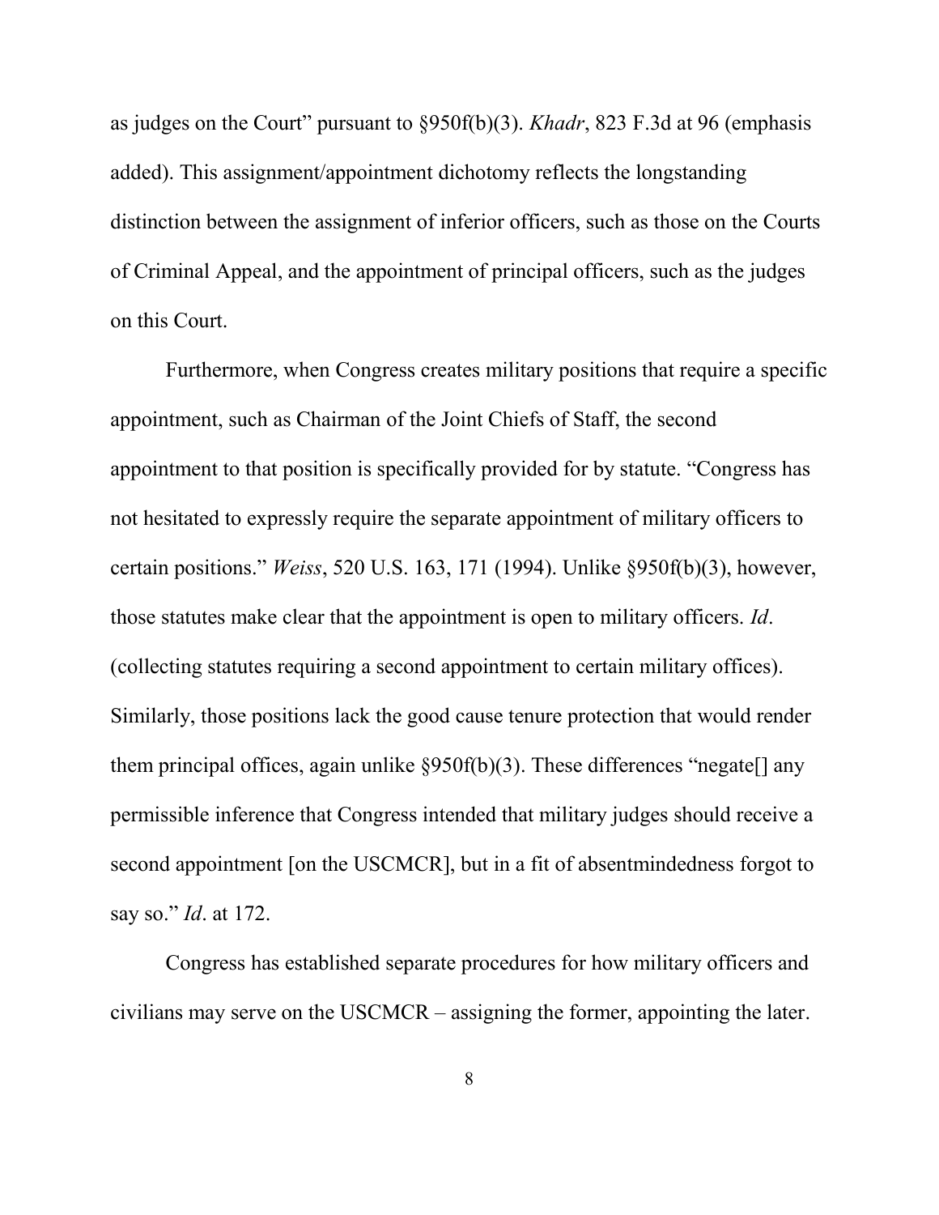as judges on the Court" pursuant to §950f(b)(3). *Khadr*, 823 F.3d at 96 (emphasis added). This assignment/appointment dichotomy reflects the longstanding distinction between the assignment of inferior officers, such as those on the Courts of Criminal Appeal, and the appointment of principal officers, such as the judges on this Court.

Furthermore, when Congress creates military positions that require a specific appointment, such as Chairman of the Joint Chiefs of Staff, the second appointment to that position is specifically provided for by statute. "Congress has not hesitated to expressly require the separate appointment of military officers to certain positions." *Weiss*, 520 U.S. 163, 171 (1994). Unlike §950f(b)(3), however, those statutes make clear that the appointment is open to military officers. *Id*. (collecting statutes requiring a second appointment to certain military offices). Similarly, those positions lack the good cause tenure protection that would render them principal offices, again unlike §950f(b)(3). These differences "negate[] any permissible inference that Congress intended that military judges should receive a second appointment [on the USCMCR], but in a fit of absentmindedness forgot to say so." *Id*. at 172.

Congress has established separate procedures for how military officers and civilians may serve on the USCMCR – assigning the former, appointing the later.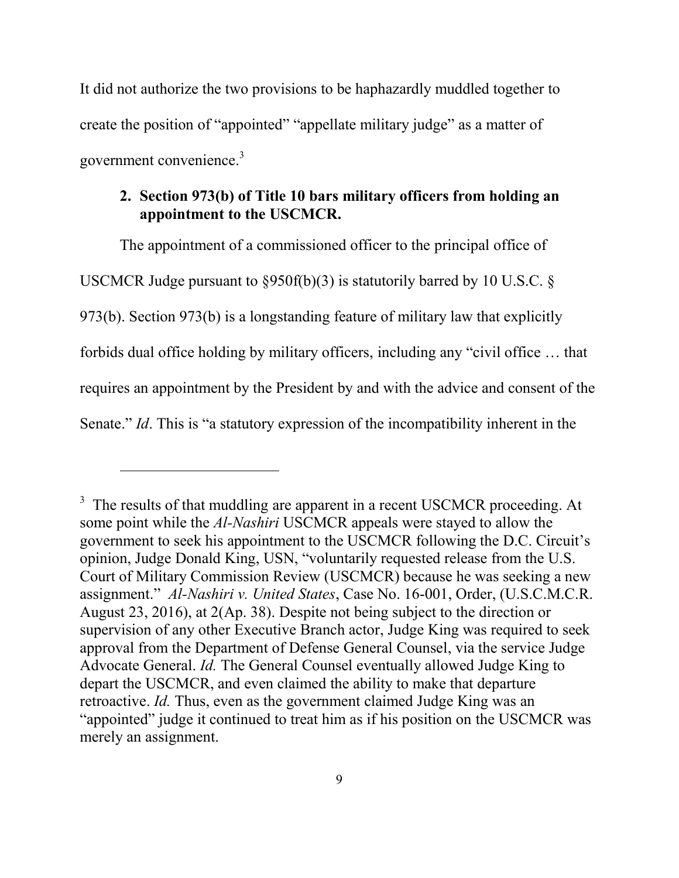It did not authorize the two provisions to be haphazardly muddled together to create the position of "appointed" "appellate military judge" as a matter of government convenience.[3]

**2. Section 973(b) of Title 10 bars military officers from holding an appointment to the USCMCR.**

The appointment of a commissioned officer to the principal office of USCMCR Judge pursuant to §950f(b)(3) is statutorily barred by 10 U.S.C. § 973(b). Section 973(b) is a longstanding feature of military law that explicitly forbids dual office holding by military officers, including any "civil office … that requires an appointment by the President by and with the advice and consent of the Senate." *Id*. This is "a statutory expression of the incompatibility inherent in the

---

[3] The results of that muddling are apparent in a recent USCMCR proceeding. At some point while the *Al-Nashiri* USCMCR appeals were stayed to allow the government to seek his appointment to the USCMCR following the D.C. Circuit's opinion, Judge Donald King, USN, "voluntarily requested release from the U.S. Court of Military Commission Review (USCMCR) because he was seeking a new assignment." *Al-Nashiri v. United States*, Case No. 16-001, Order, (U.S.C.M.C.R. August 23, 2016), at 2(Ap. 38). Despite not being subject to the direction or supervision of any other Executive Branch actor, Judge King was required to seek approval from the Department of Defense General Counsel, via the service Judge Advocate General. *Id.* The General Counsel eventually allowed Judge King to depart the USCMCR, and even claimed the ability to make that departure retroactive. *Id.* Thus, even as the government claimed Judge King was an "appointed" judge it continued to treat him as if his position on the USCMCR was merely an assignment.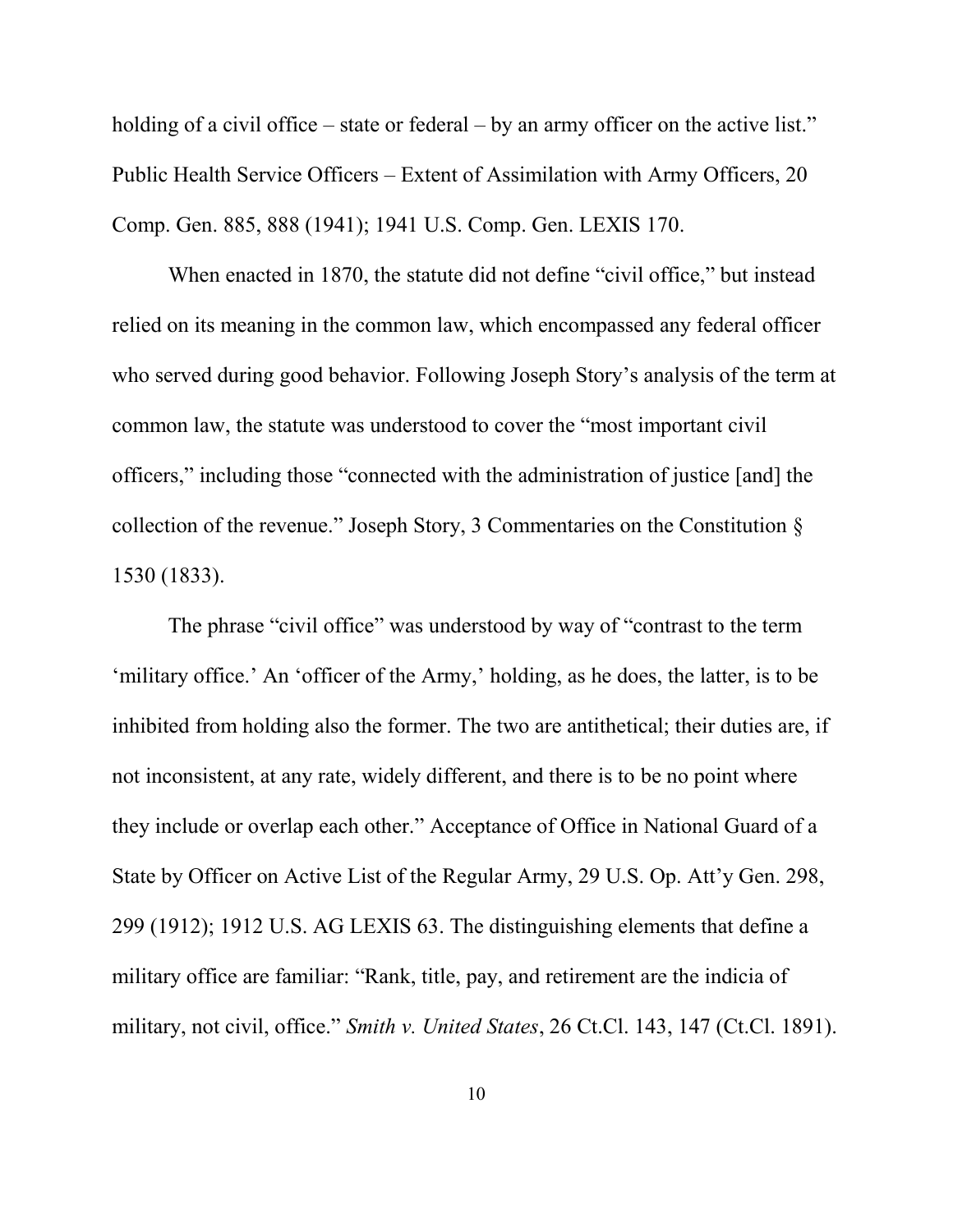holding of a civil office – state or federal – by an army officer on the active list." Public Health Service Officers – Extent of Assimilation with Army Officers, 20 Comp. Gen. 885, 888 (1941); 1941 U.S. Comp. Gen. LEXIS 170.

When enacted in 1870, the statute did not define "civil office," but instead relied on its meaning in the common law, which encompassed any federal officer who served during good behavior. Following Joseph Story's analysis of the term at common law, the statute was understood to cover the "most important civil officers," including those "connected with the administration of justice [and] the collection of the revenue." Joseph Story, 3 Commentaries on the Constitution § 1530 (1833).

The phrase "civil office" was understood by way of "contrast to the term 'military office.' An 'officer of the Army,' holding, as he does, the latter, is to be inhibited from holding also the former. The two are antithetical; their duties are, if not inconsistent, at any rate, widely different, and there is to be no point where they include or overlap each other." Acceptance of Office in National Guard of a State by Officer on Active List of the Regular Army, 29 U.S. Op. Att'y Gen. 298, 299 (1912); 1912 U.S. AG LEXIS 63. The distinguishing elements that define a military office are familiar: "Rank, title, pay, and retirement are the indicia of military, not civil, office." *Smith v. United States*, 26 Ct.Cl. 143, 147 (Ct.Cl. 1891).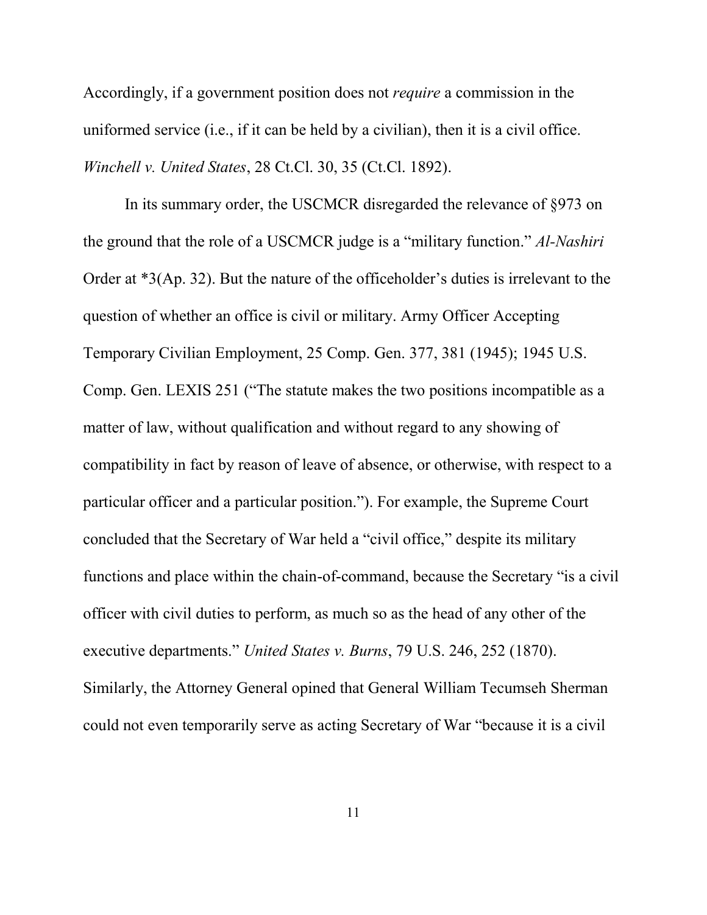Accordingly, if a government position does not *require* a commission in the uniformed service (i.e., if it can be held by a civilian), then it is a civil office. *Winchell v. United States*, 28 Ct.Cl. 30, 35 (Ct.Cl. 1892).

In its summary order, the USCMCR disregarded the relevance of §973 on the ground that the role of a USCMCR judge is a "military function." *Al-Nashiri* Order at *3(Ap. 32). But the nature of the officeholder's duties is irrelevant to the question of whether an office is civil or military. Army Officer Accepting Temporary Civilian Employment, 25 Comp. Gen. 377, 381 (1945); 1945 U.S. Comp. Gen. LEXIS 251 ("The statute makes the two positions incompatible as a matter of law, without qualification and without regard to any showing of compatibility in fact by reason of leave of absence, or otherwise, with respect to a particular officer and a particular position."). For example, the Supreme Court concluded that the Secretary of War held a "civil office," despite its military functions and place within the chain-of-command, because the Secretary "is a civil officer with civil duties to perform, as much so as the head of any other of the executive departments." *United States v. Burns*, 79 U.S. 246, 252 (1870). Similarly, the Attorney General opined that General William Tecumseh Sherman could not even temporarily serve as acting Secretary of War "because it is a civil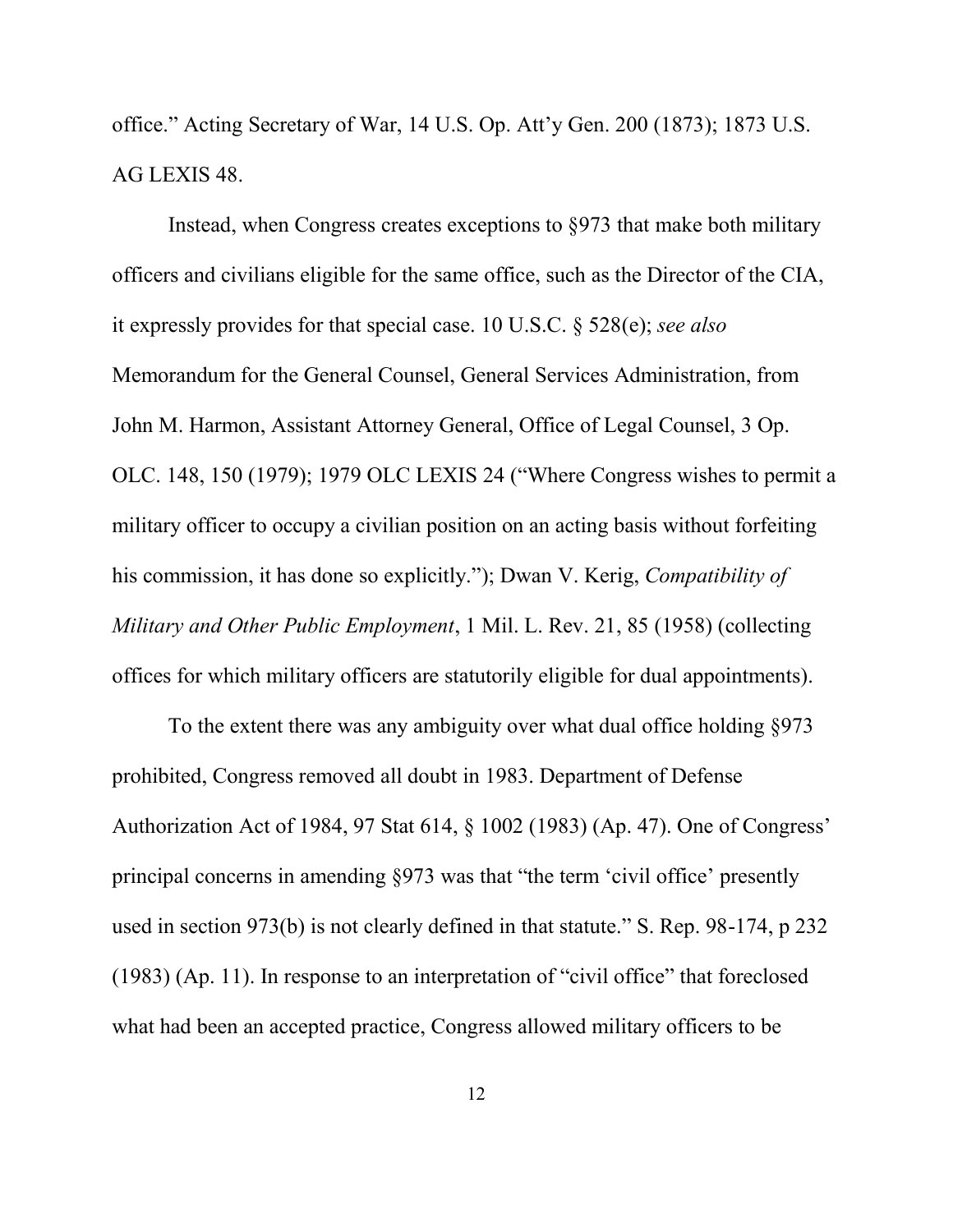office." Acting Secretary of War, 14 U.S. Op. Att'y Gen. 200 (1873); 1873 U.S. AG LEXIS 48.

Instead, when Congress creates exceptions to §973 that make both military officers and civilians eligible for the same office, such as the Director of the CIA, it expressly provides for that special case. 10 U.S.C. § 528(e); *see also* Memorandum for the General Counsel, General Services Administration, from John M. Harmon, Assistant Attorney General, Office of Legal Counsel, 3 Op. OLC. 148, 150 (1979); 1979 OLC LEXIS 24 ("Where Congress wishes to permit a military officer to occupy a civilian position on an acting basis without forfeiting his commission, it has done so explicitly."); Dwan V. Kerig, *Compatibility of Military and Other Public Employment*, 1 Mil. L. Rev. 21, 85 (1958) (collecting offices for which military officers are statutorily eligible for dual appointments).

To the extent there was any ambiguity over what dual office holding §973 prohibited, Congress removed all doubt in 1983. Department of Defense Authorization Act of 1984, 97 Stat 614, § 1002 (1983) (Ap. 47). One of Congress' principal concerns in amending §973 was that "the term 'civil office' presently used in section 973(b) is not clearly defined in that statute." S. Rep. 98-174, p 232 (1983) (Ap. 11). In response to an interpretation of "civil office" that foreclosed what had been an accepted practice, Congress allowed military officers to be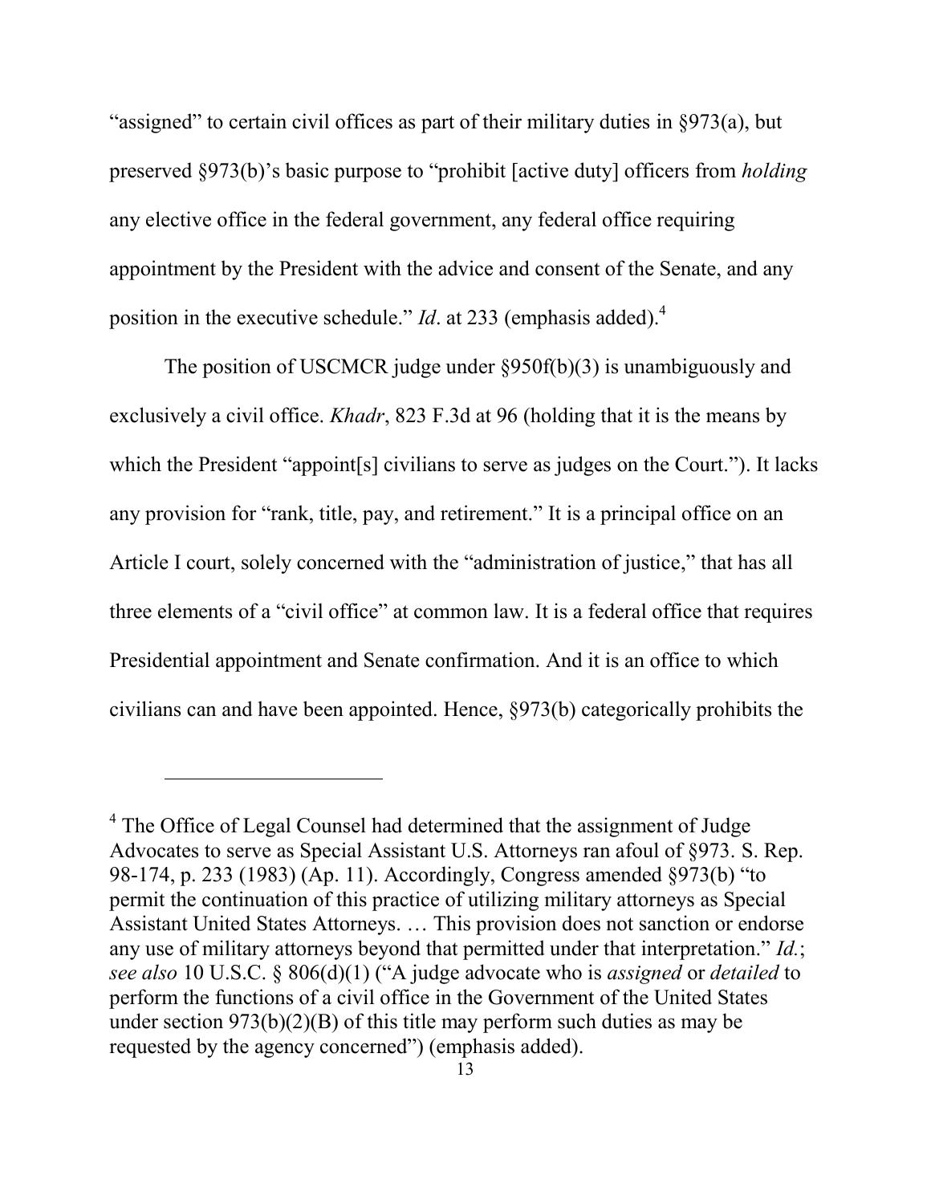"assigned" to certain civil offices as part of their military duties in §973(a), but preserved §973(b)'s basic purpose to "prohibit [active duty] officers from *holding* any elective office in the federal government, any federal office requiring appointment by the President with the advice and consent of the Senate, and any position in the executive schedule." *Id*. at 233 (emphasis added).[4]

The position of USCMCR judge under §950f(b)(3) is unambiguously and exclusively a civil office. *Khadr*, 823 F.3d at 96 (holding that it is the means by which the President "appoint[s] civilians to serve as judges on the Court."). It lacks any provision for "rank, title, pay, and retirement." It is a principal office on an Article I court, solely concerned with the "administration of justice," that has all three elements of a "civil office" at common law. It is a federal office that requires Presidential appointment and Senate confirmation. And it is an office to which civilians can and have been appointed. Hence, §973(b) categorically prohibits the

---

[4] The Office of Legal Counsel had determined that the assignment of Judge Advocates to serve as Special Assistant U.S. Attorneys ran afoul of §973. S. Rep. 98-174, p. 233 (1983) (Ap. 11). Accordingly, Congress amended §973(b) "to permit the continuation of this practice of utilizing military attorneys as Special Assistant United States Attorneys. … This provision does not sanction or endorse any use of military attorneys beyond that permitted under that interpretation." *Id.*; *see also* 10 U.S.C. § 806(d)(1) ("A judge advocate who is *assigned* or *detailed* to perform the functions of a civil office in the Government of the United States under section 973(b)(2)(B) of this title may perform such duties as may be requested by the agency concerned") (emphasis added).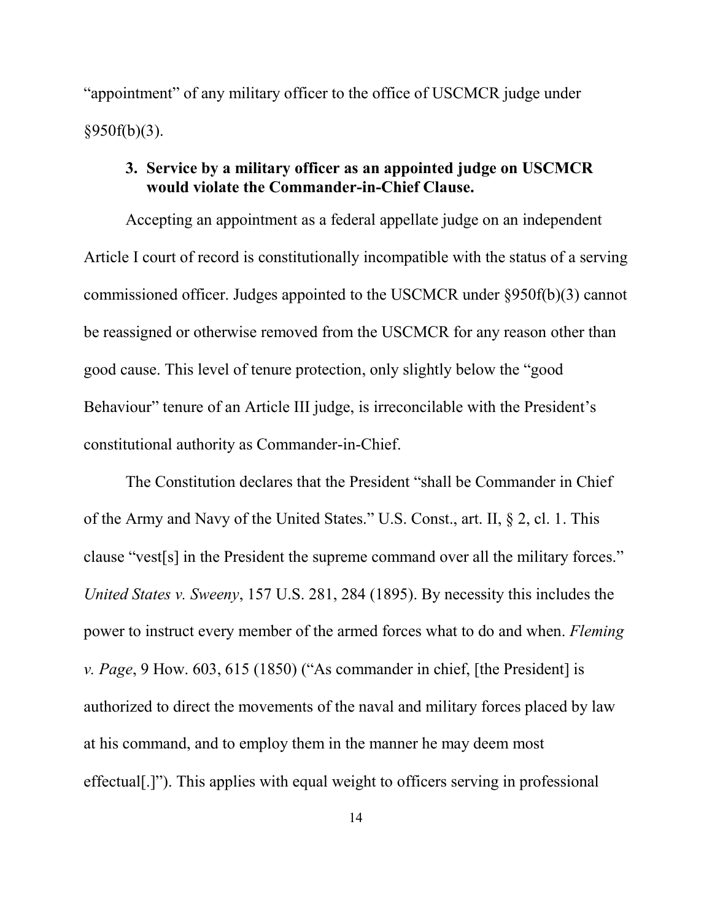"appointment" of any military officer to the office of USCMCR judge under §950f(b)(3).

### 3. Service by a military officer as an appointed judge on USCMCR would violate the Commander-in-Chief Clause.

Accepting an appointment as a federal appellate judge on an independent Article I court of record is constitutionally incompatible with the status of a serving commissioned officer. Judges appointed to the USCMCR under §950f(b)(3) cannot be reassigned or otherwise removed from the USCMCR for any reason other than good cause. This level of tenure protection, only slightly below the "good Behaviour" tenure of an Article III judge, is irreconcilable with the President's constitutional authority as Commander-in-Chief.

The Constitution declares that the President "shall be Commander in Chief of the Army and Navy of the United States." U.S. Const., art. II, § 2, cl. 1. This clause "vest[s] in the President the supreme command over all the military forces." *United States v. Sweeny*, 157 U.S. 281, 284 (1895). By necessity this includes the power to instruct every member of the armed forces what to do and when. *Fleming v. Page*, 9 How. 603, 615 (1850) ("As commander in chief, [the President] is authorized to direct the movements of the naval and military forces placed by law at his command, and to employ them in the manner he may deem most effectual[.]"). This applies with equal weight to officers serving in professional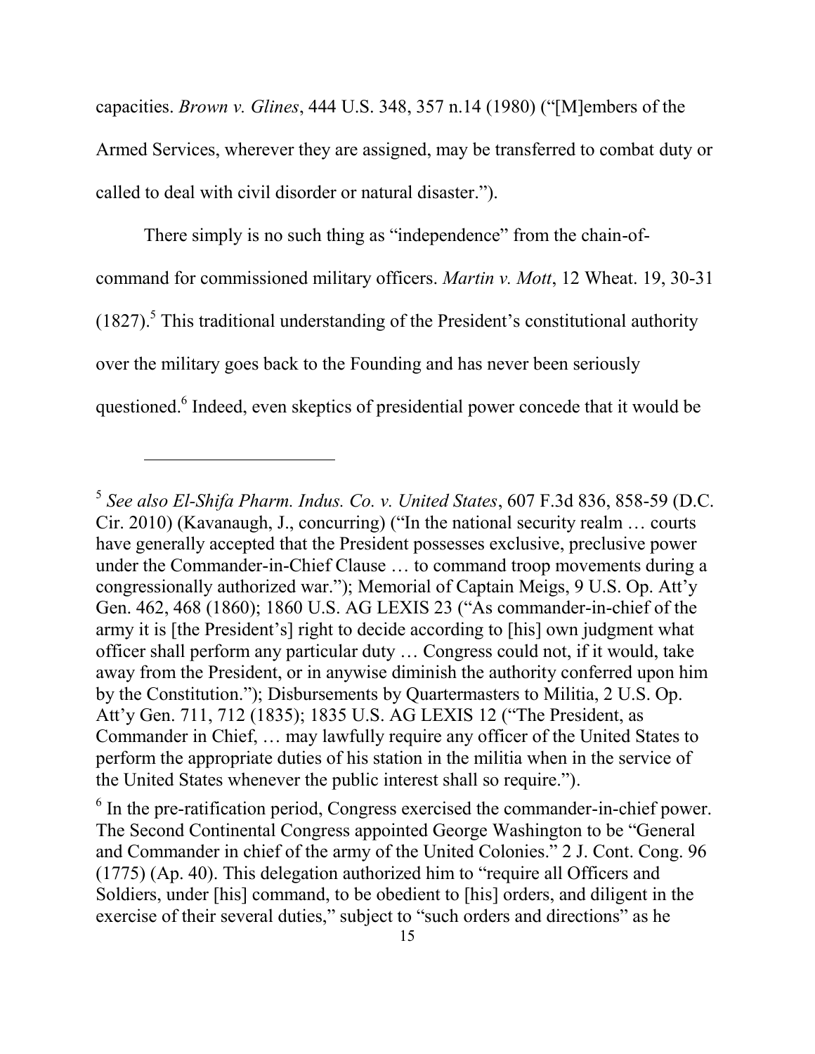capacities. *Brown v. Glines*, 444 U.S. 348, 357 n.14 (1980) ("[M]embers of the Armed Services, wherever they are assigned, may be transferred to combat duty or called to deal with civil disorder or natural disaster.").

There simply is no such thing as "independence" from the chain-of-command for commissioned military officers. *Martin v. Mott*, 12 Wheat. 19, 30-31 (1827).[5] This traditional understanding of the President's constitutional authority over the military goes back to the Founding and has never been seriously questioned.[6] Indeed, even skeptics of presidential power concede that it would be

---

[5] *See also El-Shifa Pharm. Indus. Co. v. United States*, 607 F.3d 836, 858-59 (D.C. Cir. 2010) (Kavanaugh, J., concurring) ("In the national security realm … courts have generally accepted that the President possesses exclusive, preclusive power under the Commander-in-Chief Clause … to command troop movements during a congressionally authorized war."); Memorial of Captain Meigs, 9 U.S. Op. Att'y Gen. 462, 468 (1860); 1860 U.S. AG LEXIS 23 ("As commander-in-chief of the army it is [the President's] right to decide according to [his] own judgment what officer shall perform any particular duty … Congress could not, if it would, take away from the President, or in anywise diminish the authority conferred upon him by the Constitution."); Disbursements by Quartermasters to Militia, 2 U.S. Op. Att'y Gen. 711, 712 (1835); 1835 U.S. AG LEXIS 12 ("The President, as Commander in Chief, … may lawfully require any officer of the United States to perform the appropriate duties of his station in the militia when in the service of the United States whenever the public interest shall so require.").

[6] In the pre-ratification period, Congress exercised the commander-in-chief power. The Second Continental Congress appointed George Washington to be "General and Commander in chief of the army of the United Colonies." 2 J. Cont. Cong. 96 (1775) (Ap. 40). This delegation authorized him to "require all Officers and Soldiers, under [his] command, to be obedient to [his] orders, and diligent in the exercise of their several duties," subject to "such orders and directions" as he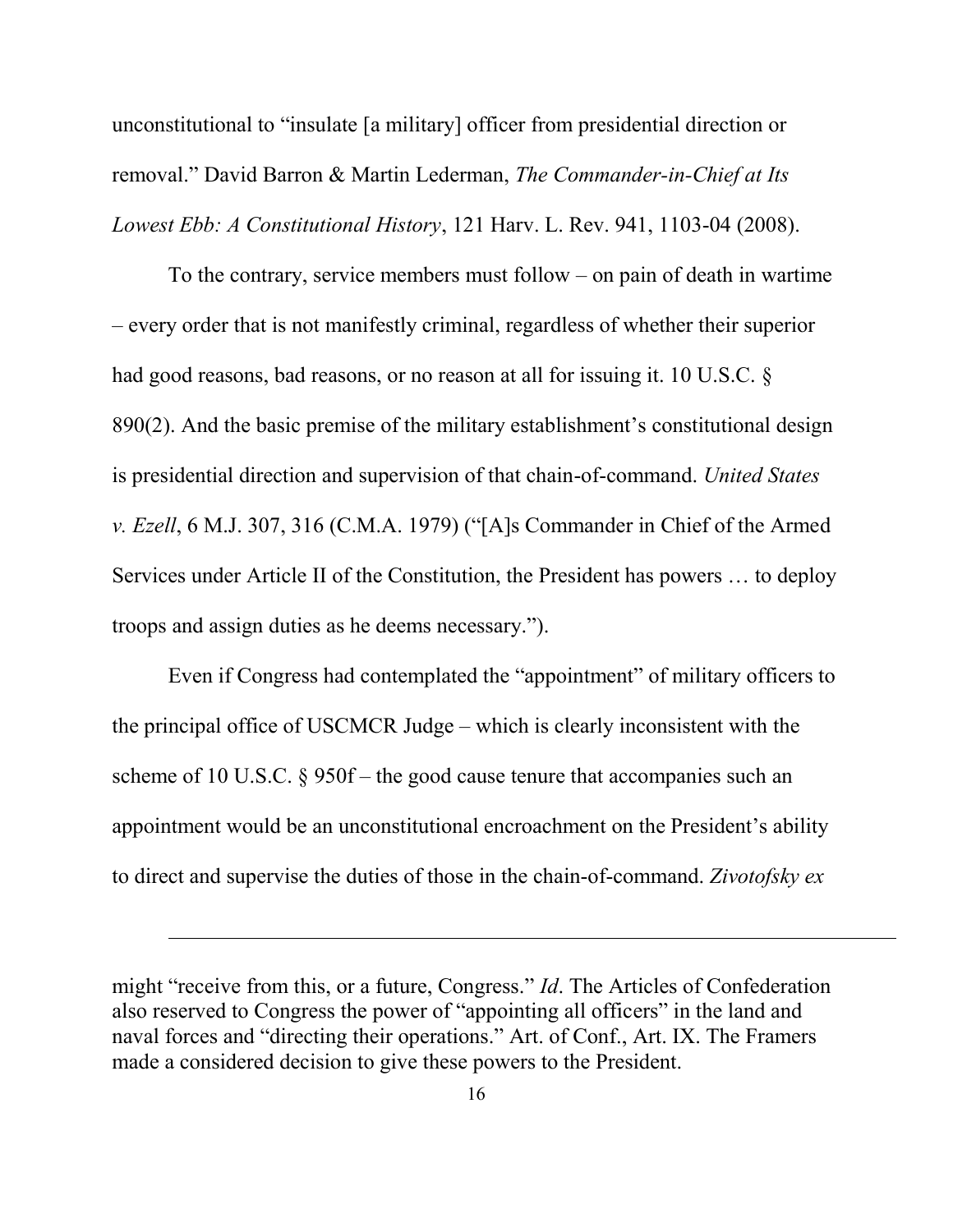unconstitutional to "insulate [a military] officer from presidential direction or removal." David Barron & Martin Lederman, *The Commander-in-Chief at Its Lowest Ebb: A Constitutional History*, 121 Harv. L. Rev. 941, 1103-04 (2008).

To the contrary, service members must follow – on pain of death in wartime – every order that is not manifestly criminal, regardless of whether their superior had good reasons, bad reasons, or no reason at all for issuing it. 10 U.S.C. § 890(2). And the basic premise of the military establishment's constitutional design is presidential direction and supervision of that chain-of-command. *United States v. Ezell*, 6 M.J. 307, 316 (C.M.A. 1979) ("[A]s Commander in Chief of the Armed Services under Article II of the Constitution, the President has powers … to deploy troops and assign duties as he deems necessary.").

Even if Congress had contemplated the "appointment" of military officers to the principal office of USCMCR Judge – which is clearly inconsistent with the scheme of 10 U.S.C. § 950f – the good cause tenure that accompanies such an appointment would be an unconstitutional encroachment on the President's ability to direct and supervise the duties of those in the chain-of-command. *Zivotofsky ex*

---

might "receive from this, or a future, Congress." *Id*. The Articles of Confederation also reserved to Congress the power of "appointing all officers" in the land and naval forces and "directing their operations." Art. of Conf., Art. IX. The Framers made a considered decision to give these powers to the President.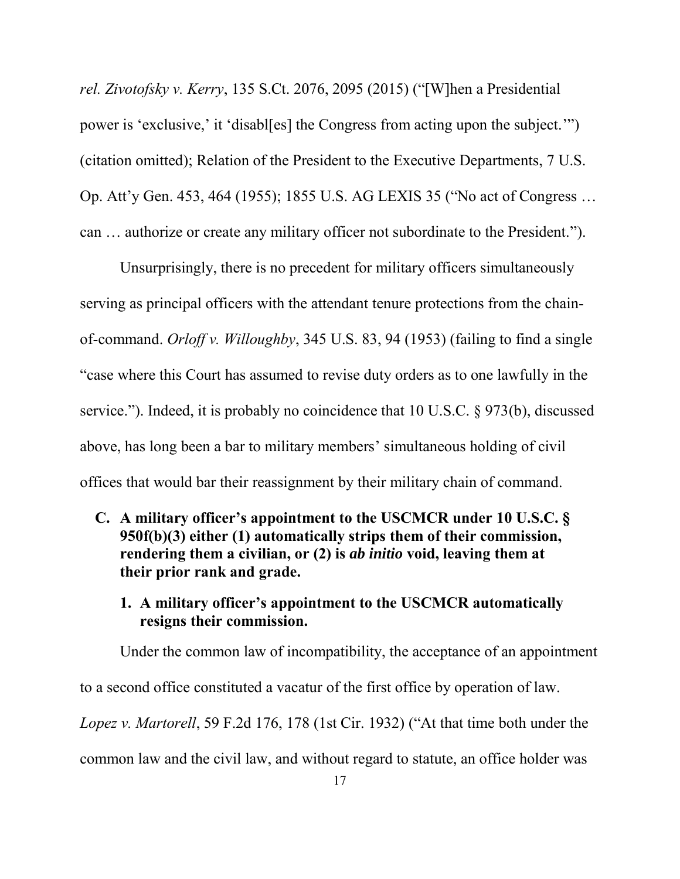*rel. Zivotofsky v. Kerry*, 135 S.Ct. 2076, 2095 (2015) ("[W]hen a Presidential power is 'exclusive,' it 'disabl[es] the Congress from acting upon the subject.'") (citation omitted); Relation of the President to the Executive Departments, 7 U.S. Op. Att'y Gen. 453, 464 (1955); 1855 U.S. AG LEXIS 35 ("No act of Congress … can … authorize or create any military officer not subordinate to the President.").

Unsurprisingly, there is no precedent for military officers simultaneously serving as principal officers with the attendant tenure protections from the chain-of-command. *Orloff v. Willoughby*, 345 U.S. 83, 94 (1953) (failing to find a single "case where this Court has assumed to revise duty orders as to one lawfully in the service."). Indeed, it is probably no coincidence that 10 U.S.C. § 973(b), discussed above, has long been a bar to military members' simultaneous holding of civil offices that would bar their reassignment by their military chain of command.

**C. A military officer's appointment to the USCMCR under 10 U.S.C. § 950f(b)(3) either (1) automatically strips them of their commission, rendering them a civilian, or (2) is *ab initio* void, leaving them at their prior rank and grade.**

**1. A military officer's appointment to the USCMCR automatically resigns their commission.**

Under the common law of incompatibility, the acceptance of an appointment to a second office constituted a vacatur of the first office by operation of law. *Lopez v. Martorell*, 59 F.2d 176, 178 (1st Cir. 1932) ("At that time both under the common law and the civil law, and without regard to statute, an office holder was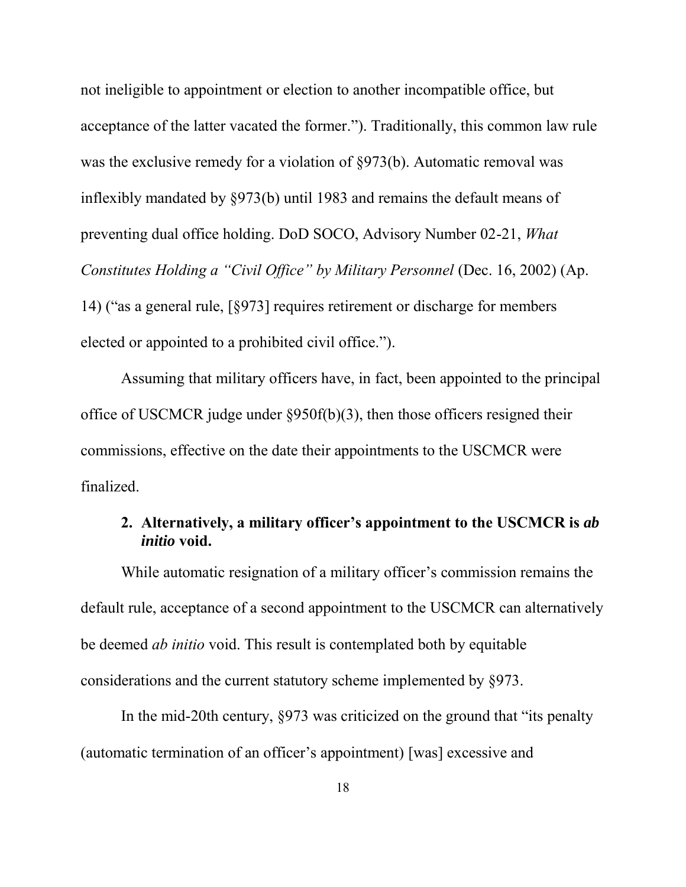not ineligible to appointment or election to another incompatible office, but acceptance of the latter vacated the former."). Traditionally, this common law rule was the exclusive remedy for a violation of §973(b). Automatic removal was inflexibly mandated by §973(b) until 1983 and remains the default means of preventing dual office holding. DoD SOCO, Advisory Number 02-21, *What Constitutes Holding a "Civil Office" by Military Personnel* (Dec. 16, 2002) (Ap. 14) ("as a general rule, [§973] requires retirement or discharge for members elected or appointed to a prohibited civil office.").

Assuming that military officers have, in fact, been appointed to the principal office of USCMCR judge under §950f(b)(3), then those officers resigned their commissions, effective on the date their appointments to the USCMCR were finalized.

### 2. Alternatively, a military officer's appointment to the USCMCR is *ab initio* void.

While automatic resignation of a military officer's commission remains the default rule, acceptance of a second appointment to the USCMCR can alternatively be deemed *ab initio* void. This result is contemplated both by equitable considerations and the current statutory scheme implemented by §973.

In the mid-20th century, §973 was criticized on the ground that "its penalty (automatic termination of an officer's appointment) [was] excessive and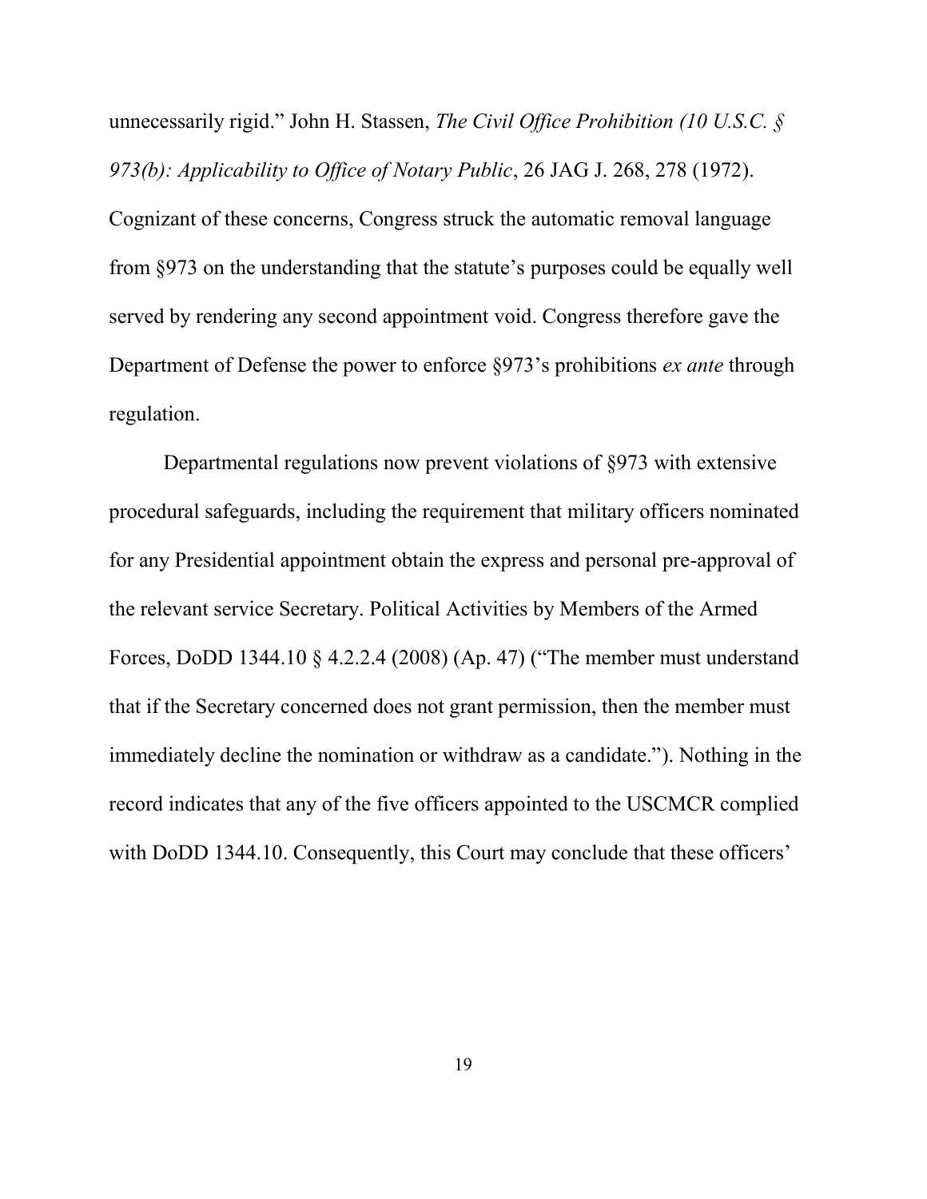unnecessarily rigid." John H. Stassen, *The Civil Office Prohibition (10 U.S.C. § 973(b): Applicability to Office of Notary Public*, 26 JAG J. 268, 278 (1972). Cognizant of these concerns, Congress struck the automatic removal language from §973 on the understanding that the statute's purposes could be equally well served by rendering any second appointment void. Congress therefore gave the Department of Defense the power to enforce §973's prohibitions *ex ante* through regulation.

Departmental regulations now prevent violations of §973 with extensive procedural safeguards, including the requirement that military officers nominated for any Presidential appointment obtain the express and personal pre-approval of the relevant service Secretary. Political Activities by Members of the Armed Forces, DoDD 1344.10 § 4.2.2.4 (2008) (Ap. 47) ("The member must understand that if the Secretary concerned does not grant permission, then the member must immediately decline the nomination or withdraw as a candidate."). Nothing in the record indicates that any of the five officers appointed to the USCMCR complied with DoDD 1344.10. Consequently, this Court may conclude that these officers'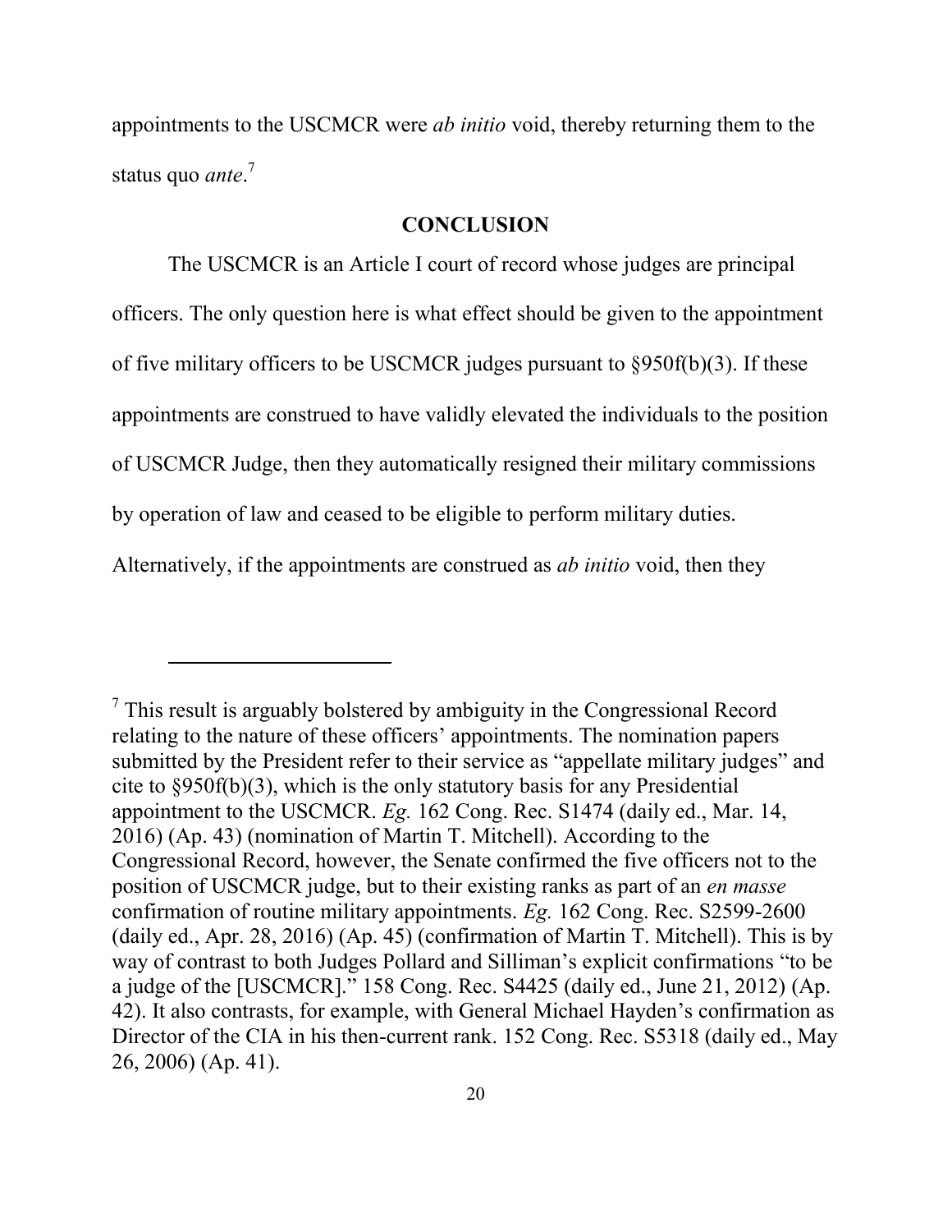appointments to the USCMCR were *ab initio* void, thereby returning them to the status quo *ante*.[7]

## CONCLUSION

The USCMCR is an Article I court of record whose judges are principal officers. The only question here is what effect should be given to the appointment of five military officers to be USCMCR judges pursuant to §950f(b)(3). If these appointments are construed to have validly elevated the individuals to the position of USCMCR Judge, then they automatically resigned their military commissions by operation of law and ceased to be eligible to perform military duties. Alternatively, if the appointments are construed as *ab initio* void, then they

---

[7] This result is arguably bolstered by ambiguity in the Congressional Record relating to the nature of these officers' appointments. The nomination papers submitted by the President refer to their service as "appellate military judges" and cite to §950f(b)(3), which is the only statutory basis for any Presidential appointment to the USCMCR. *Eg.* 162 Cong. Rec. S1474 (daily ed., Mar. 14, 2016) (Ap. 43) (nomination of Martin T. Mitchell). According to the Congressional Record, however, the Senate confirmed the five officers not to the position of USCMCR judge, but to their existing ranks as part of an *en masse* confirmation of routine military appointments. *Eg.* 162 Cong. Rec. S2599-2600 (daily ed., Apr. 28, 2016) (Ap. 45) (confirmation of Martin T. Mitchell). This is by way of contrast to both Judges Pollard and Silliman's explicit confirmations "to be a judge of the [USCMCR]." 158 Cong. Rec. S4425 (daily ed., June 21, 2012) (Ap. 42). It also contrasts, for example, with General Michael Hayden's confirmation as Director of the CIA in his then-current rank. 152 Cong. Rec. S5318 (daily ed., May 26, 2006) (Ap. 41).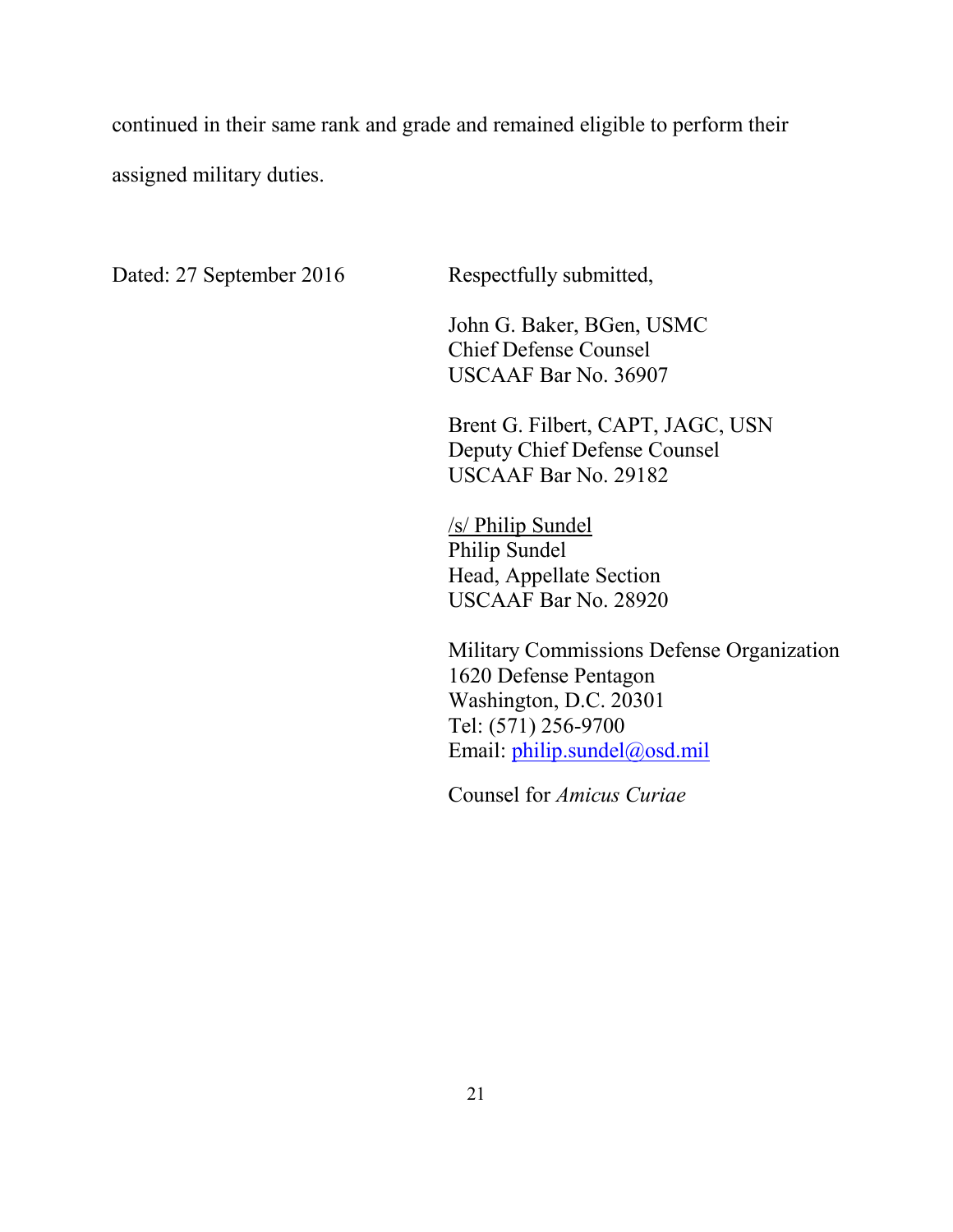continued in their same rank and grade and remained eligible to perform their assigned military duties.

Dated: 27 September 2016

Respectfully submitted,

John G. Baker, BGen, USMC  
Chief Defense Counsel  
USCAAF Bar No. 36907

Brent G. Filbert, CAPT, JAGC, USN  
Deputy Chief Defense Counsel  
USCAAF Bar No. 29182

/s/ Philip Sundel  
Philip Sundel  
Head, Appellate Section  
USCAAF Bar No. 28920

Military Commissions Defense Organization  
1620 Defense Pentagon  
Washington, D.C. 20301  
Tel: (571) 256-9700  
Email: philip.sundel@osd.mil

Counsel for *Amicus Curiae*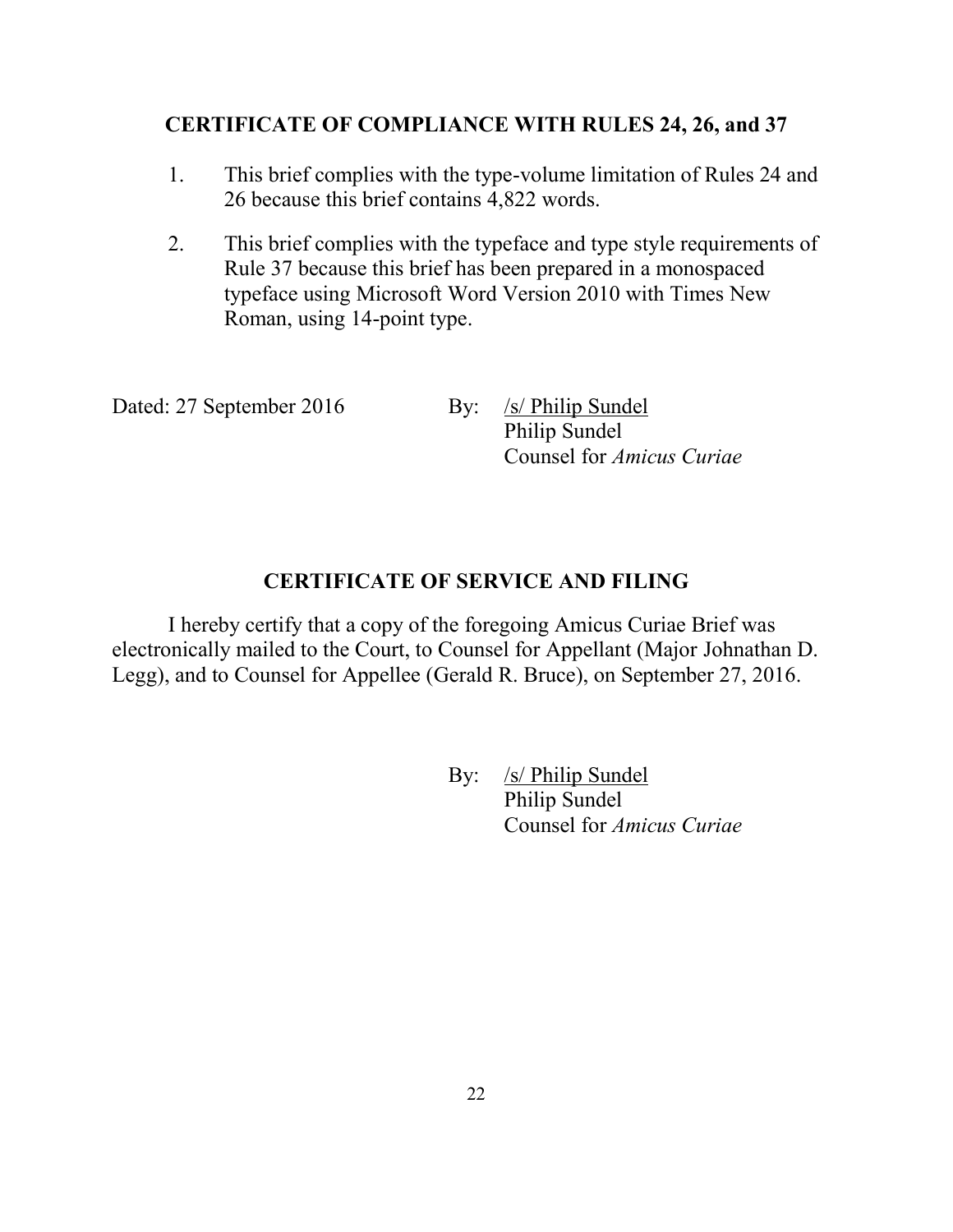## CERTIFICATE OF COMPLIANCE WITH RULES 24, 26, and 37

1. This brief complies with the type-volume limitation of Rules 24 and 26 because this brief contains 4,822 words.

2. This brief complies with the typeface and type style requirements of Rule 37 because this brief has been prepared in a monospaced typeface using Microsoft Word Version 2010 with Times New Roman, using 14-point type.

Dated: 27 September 2016

By: /s/ Philip Sundel
Philip Sundel
Counsel for *Amicus Curiae*

## CERTIFICATE OF SERVICE AND FILING

I hereby certify that a copy of the foregoing Amicus Curiae Brief was electronically mailed to the Court, to Counsel for Appellant (Major Johnathan D. Legg), and to Counsel for Appellee (Gerald R. Bruce), on September 27, 2016.

By: /s/ Philip Sundel
Philip Sundel
Counsel for *Amicus Curiae*